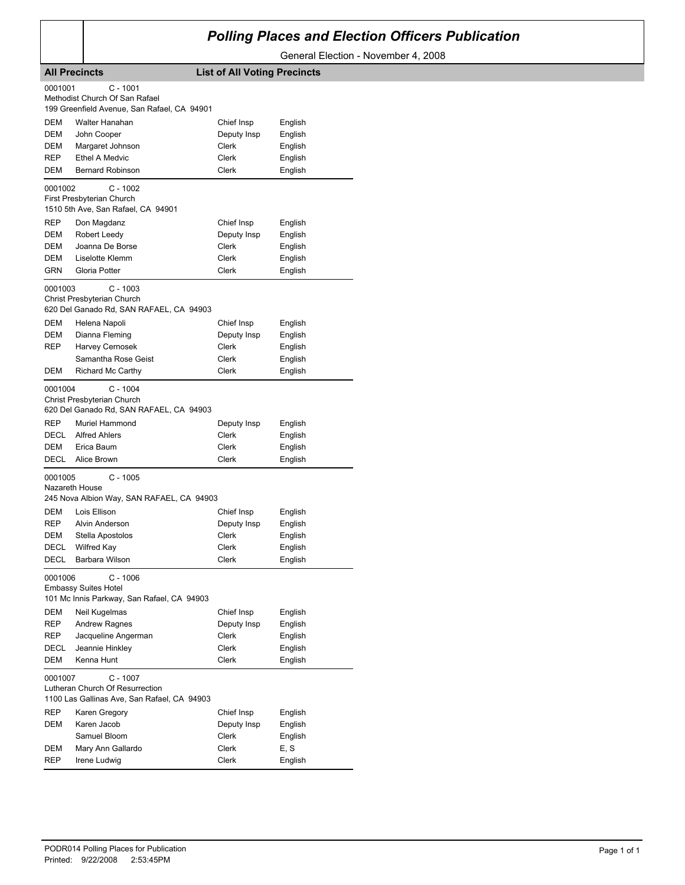# Polling Places and Election Officers Publication

General Election - November 4, 2008

**All Precincts** **List of All Voting Precincts**

0001001 C - 1001
Methodist Church Of San Rafael
199 Greenfield Avenue, San Rafael, CA 94901

| Party | Name | Position | Language |
|---|---|---|---|
| DEM | Walter Hanahan | Chief Insp | English |
| DEM | John Cooper | Deputy Insp | English |
| DEM | Margaret Johnson | Clerk | English |
| REP | Ethel A Medvic | Clerk | English |
| DEM | Bernard Robinson | Clerk | English |

0001002 C - 1002
First Presbyterian Church
1510 5th Ave, San Rafael, CA 94901

| Party | Name | Position | Language |
|---|---|---|---|
| REP | Don Magdanz | Chief Insp | English |
| DEM | Robert Leedy | Deputy Insp | English |
| DEM | Joanna De Borse | Clerk | English |
| DEM | Liselotte Klemm | Clerk | English |
| GRN | Gloria Potter | Clerk | English |

0001003 C - 1003
Christ Presbyterian Church
620 Del Ganado Rd, SAN RAFAEL, CA 94903

| Party | Name | Position | Language |
|---|---|---|---|
| DEM | Helena Napoli | Chief Insp | English |
| DEM | Dianna Fleming | Deputy Insp | English |
| REP | Harvey Cernosek | Clerk | English |
| | Samantha Rose Geist | Clerk | English |
| DEM | Richard Mc Carthy | Clerk | English |

0001004 C - 1004
Christ Presbyterian Church
620 Del Ganado Rd, SAN RAFAEL, CA 94903

| Party | Name | Position | Language |
|---|---|---|---|
| REP | Muriel Hammond | Deputy Insp | English |
| DECL | Alfred Ahlers | Clerk | English |
| DEM | Erica Baum | Clerk | English |
| DECL | Alice Brown | Clerk | English |

0001005 C - 1005
Nazareth House
245 Nova Albion Way, SAN RAFAEL, CA 94903

| Party | Name | Position | Language |
|---|---|---|---|
| DEM | Lois Ellison | Chief Insp | English |
| REP | Alvin Anderson | Deputy Insp | English |
| DEM | Stella Apostolos | Clerk | English |
| DECL | Wilfred Kay | Clerk | English |
| DECL | Barbara Wilson | Clerk | English |

0001006 C - 1006
Embassy Suites Hotel
101 Mc Innis Parkway, San Rafael, CA 94903

| Party | Name | Position | Language |
|---|---|---|---|
| DEM | Neil Kugelmas | Chief Insp | English |
| REP | Andrew Ragnes | Deputy Insp | English |
| REP | Jacqueline Angerman | Clerk | English |
| DECL | Jeannie Hinkley | Clerk | English |
| DEM | Kenna Hunt | Clerk | English |

0001007 C - 1007
Lutheran Church Of Resurrection
1100 Las Gallinas Ave, San Rafael, CA 94903

| Party | Name | Position | Language |
|---|---|---|---|
| REP | Karen Gregory | Chief Insp | English |
| DEM | Karen Jacob | Deputy Insp | English |
| | Samuel Bloom | Clerk | English |
| DEM | Mary Ann Gallardo | Clerk | E, S |
| REP | Irene Ludwig | Clerk | English |

PODR014 Polling Places for Publication
Printed: 9/22/2008 2:53:45PM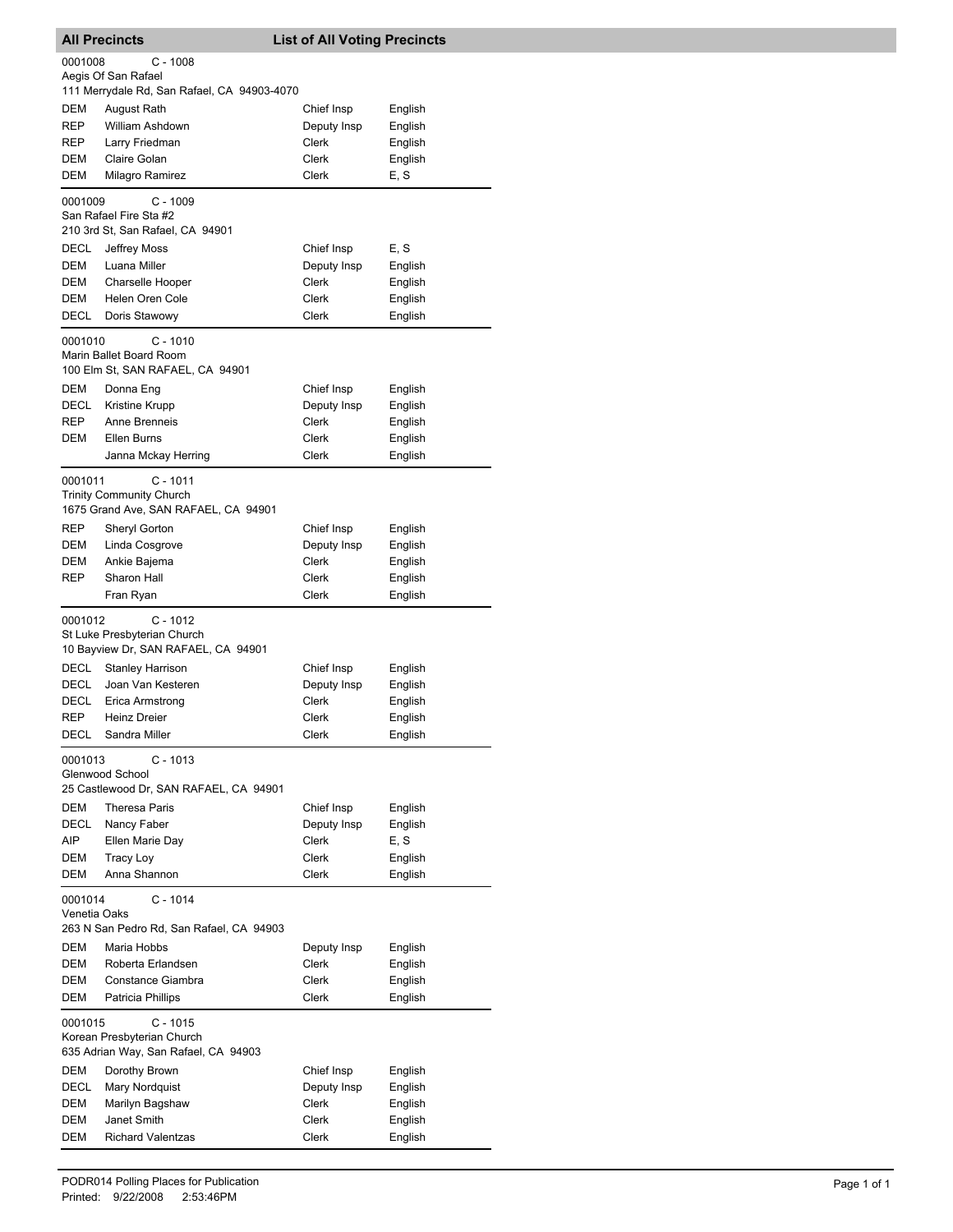## All Precincts — List of All Voting Precincts

**0001008** C - 1008
Aegis Of San Rafael
111 Merrydale Rd, San Rafael, CA 94903-4070

| Party | Name | Position | Language |
|---|---|---|---|
| DEM | August Rath | Chief Insp | English |
| REP | William Ashdown | Deputy Insp | English |
| REP | Larry Friedman | Clerk | English |
| DEM | Claire Golan | Clerk | English |
| DEM | Milagro Ramirez | Clerk | E, S |

**0001009** C - 1009
San Rafael Fire Sta #2
210 3rd St, San Rafael, CA 94901

| Party | Name | Position | Language |
|---|---|---|---|
| DECL | Jeffrey Moss | Chief Insp | E, S |
| DEM | Luana Miller | Deputy Insp | English |
| DEM | Charselle Hooper | Clerk | English |
| DEM | Helen Oren Cole | Clerk | English |
| DECL | Doris Stawowy | Clerk | English |

**0001010** C - 1010
Marin Ballet Board Room
100 Elm St, SAN RAFAEL, CA 94901

| Party | Name | Position | Language |
|---|---|---|---|
| DEM | Donna Eng | Chief Insp | English |
| DECL | Kristine Krupp | Deputy Insp | English |
| REP | Anne Brenneis | Clerk | English |
| DEM | Ellen Burns | Clerk | English |
| | Janna Mckay Herring | Clerk | English |

**0001011** C - 1011
Trinity Community Church
1675 Grand Ave, SAN RAFAEL, CA 94901

| Party | Name | Position | Language |
|---|---|---|---|
| REP | Sheryl Gorton | Chief Insp | English |
| DEM | Linda Cosgrove | Deputy Insp | English |
| DEM | Ankie Bajema | Clerk | English |
| REP | Sharon Hall | Clerk | English |
| | Fran Ryan | Clerk | English |

**0001012** C - 1012
St Luke Presbyterian Church
10 Bayview Dr, SAN RAFAEL, CA 94901

| Party | Name | Position | Language |
|---|---|---|---|
| DECL | Stanley Harrison | Chief Insp | English |
| DECL | Joan Van Kesteren | Deputy Insp | English |
| DECL | Erica Armstrong | Clerk | English |
| REP | Heinz Dreier | Clerk | English |
| DECL | Sandra Miller | Clerk | English |

**0001013** C - 1013
Glenwood School
25 Castlewood Dr, SAN RAFAEL, CA 94901

| Party | Name | Position | Language |
|---|---|---|---|
| DEM | Theresa Paris | Chief Insp | English |
| DECL | Nancy Faber | Deputy Insp | English |
| AIP | Ellen Marie Day | Clerk | E, S |
| DEM | Tracy Loy | Clerk | English |
| DEM | Anna Shannon | Clerk | English |

**0001014** C - 1014
Venetia Oaks
263 N San Pedro Rd, San Rafael, CA 94903

| Party | Name | Position | Language |
|---|---|---|---|
| DEM | Maria Hobbs | Deputy Insp | English |
| DEM | Roberta Erlandsen | Clerk | English |
| DEM | Constance Giambra | Clerk | English |
| DEM | Patricia Phillips | Clerk | English |

**0001015** C - 1015
Korean Presbyterian Church
635 Adrian Way, San Rafael, CA 94903

| Party | Name | Position | Language |
|---|---|---|---|
| DEM | Dorothy Brown | Chief Insp | English |
| DECL | Mary Nordquist | Deputy Insp | English |
| DEM | Marilyn Bagshaw | Clerk | English |
| DEM | Janet Smith | Clerk | English |
| DEM | Richard Valentzas | Clerk | English |

PODR014 Polling Places for Publication
Printed: 9/22/2008 2:53:46PM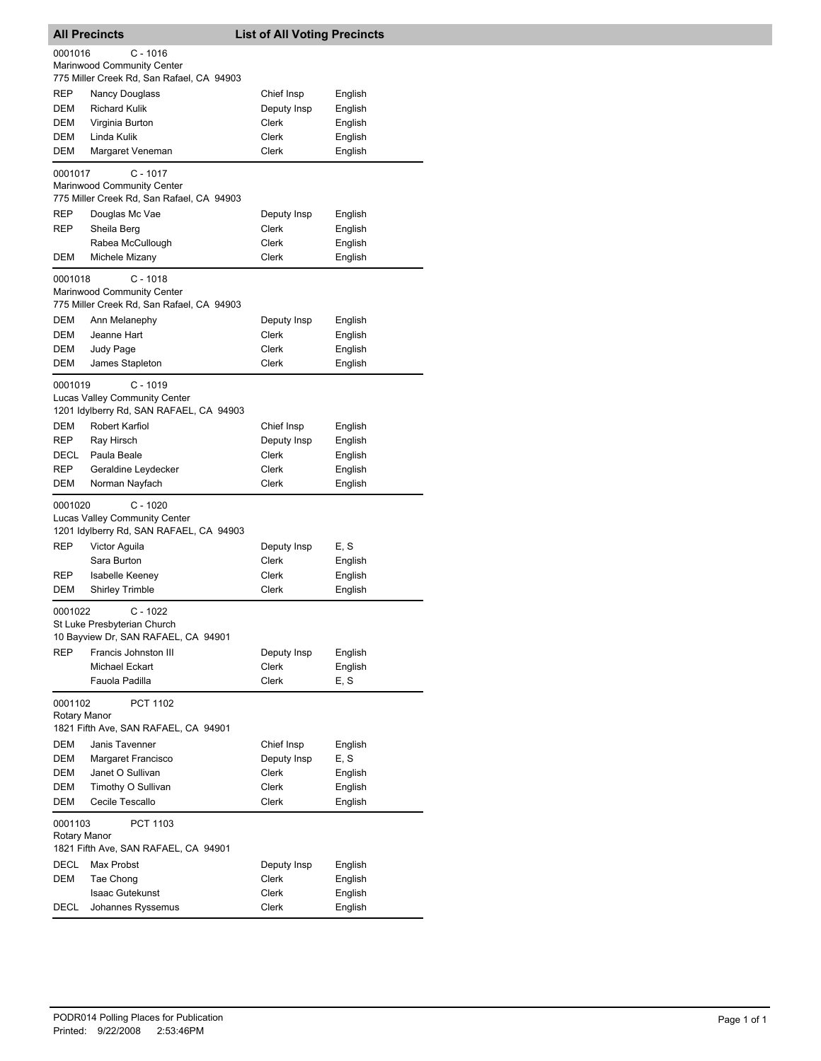## All Precincts — List of All Voting Precincts

**0001016** C - 1016
Marinwood Community Center
775 Miller Creek Rd, San Rafael, CA 94903

| | | | |
|---|---|---|---|
| REP | Nancy Douglass | Chief Insp | English |
| DEM | Richard Kulik | Deputy Insp | English |
| DEM | Virginia Burton | Clerk | English |
| DEM | Linda Kulik | Clerk | English |
| DEM | Margaret Veneman | Clerk | English |

**0001017** C - 1017
Marinwood Community Center
775 Miller Creek Rd, San Rafael, CA 94903

| | | | |
|---|---|---|---|
| REP | Douglas Mc Vae | Deputy Insp | English |
| REP | Sheila Berg | Clerk | English |
| | Rabea McCullough | Clerk | English |
| DEM | Michele Mizany | Clerk | English |

**0001018** C - 1018
Marinwood Community Center
775 Miller Creek Rd, San Rafael, CA 94903

| | | | |
|---|---|---|---|
| DEM | Ann Melanephy | Deputy Insp | English |
| DEM | Jeanne Hart | Clerk | English |
| DEM | Judy Page | Clerk | English |
| DEM | James Stapleton | Clerk | English |

**0001019** C - 1019
Lucas Valley Community Center
1201 Idylberry Rd, SAN RAFAEL, CA 94903

| | | | |
|---|---|---|---|
| DEM | Robert Karfiol | Chief Insp | English |
| REP | Ray Hirsch | Deputy Insp | English |
| DECL | Paula Beale | Clerk | English |
| REP | Geraldine Leydecker | Clerk | English |
| DEM | Norman Nayfach | Clerk | English |

**0001020** C - 1020
Lucas Valley Community Center
1201 Idylberry Rd, SAN RAFAEL, CA 94903

| | | | |
|---|---|---|---|
| REP | Victor Aguila | Deputy Insp | E, S |
| | Sara Burton | Clerk | English |
| REP | Isabelle Keeney | Clerk | English |
| DEM | Shirley Trimble | Clerk | English |

**0001022** C - 1022
St Luke Presbyterian Church
10 Bayview Dr, SAN RAFAEL, CA 94901

| | | | |
|---|---|---|---|
| REP | Francis Johnston III | Deputy Insp | English |
| | Michael Eckart | Clerk | English |
| | Fauola Padilla | Clerk | E, S |

**0001102** PCT 1102
Rotary Manor
1821 Fifth Ave, SAN RAFAEL, CA 94901

| | | | |
|---|---|---|---|
| DEM | Janis Tavenner | Chief Insp | English |
| DEM | Margaret Francisco | Deputy Insp | E, S |
| DEM | Janet O Sullivan | Clerk | English |
| DEM | Timothy O Sullivan | Clerk | English |
| DEM | Cecile Tescallo | Clerk | English |

**0001103** PCT 1103
Rotary Manor
1821 Fifth Ave, SAN RAFAEL, CA 94901

| | | | |
|---|---|---|---|
| DECL | Max Probst | Deputy Insp | English |
| DEM | Tae Chong | Clerk | English |
| | Isaac Gutekunst | Clerk | English |
| DECL | Johannes Ryssemus | Clerk | English |

PODR014 Polling Places for Publication
Printed: 9/22/2008 2:53:46PM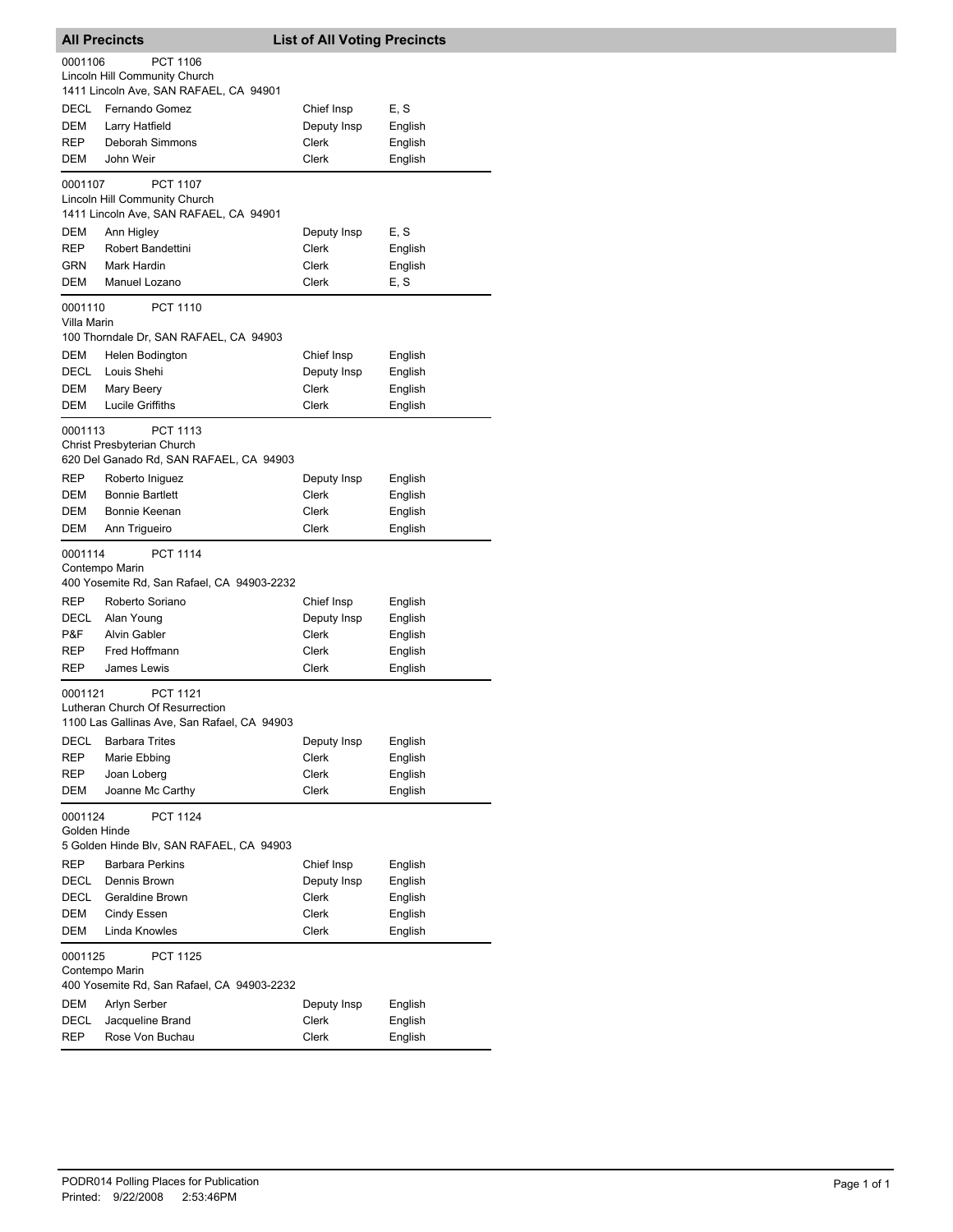## All Precincts — List of All Voting Precincts

**0001106** PCT 1106
Lincoln Hill Community Church
1411 Lincoln Ave, SAN RAFAEL, CA 94901

| | | | |
|---|---|---|---|
| DECL | Fernando Gomez | Chief Insp | E, S |
| DEM | Larry Hatfield | Deputy Insp | English |
| REP | Deborah Simmons | Clerk | English |
| DEM | John Weir | Clerk | English |

**0001107** PCT 1107
Lincoln Hill Community Church
1411 Lincoln Ave, SAN RAFAEL, CA 94901

| | | | |
|---|---|---|---|
| DEM | Ann Higley | Deputy Insp | E, S |
| REP | Robert Bandettini | Clerk | English |
| GRN | Mark Hardin | Clerk | English |
| DEM | Manuel Lozano | Clerk | E, S |

**0001110** PCT 1110
Villa Marin
100 Thorndale Dr, SAN RAFAEL, CA 94903

| | | | |
|---|---|---|---|
| DEM | Helen Bodington | Chief Insp | English |
| DECL | Louis Shehi | Deputy Insp | English |
| DEM | Mary Beery | Clerk | English |
| DEM | Lucile Griffiths | Clerk | English |

**0001113** PCT 1113
Christ Presbyterian Church
620 Del Ganado Rd, SAN RAFAEL, CA 94903

| | | | |
|---|---|---|---|
| REP | Roberto Iniguez | Deputy Insp | English |
| DEM | Bonnie Bartlett | Clerk | English |
| DEM | Bonnie Keenan | Clerk | English |
| DEM | Ann Trigueiro | Clerk | English |

**0001114** PCT 1114
Contempo Marin
400 Yosemite Rd, San Rafael, CA 94903-2232

| | | | |
|---|---|---|---|
| REP | Roberto Soriano | Chief Insp | English |
| DECL | Alan Young | Deputy Insp | English |
| P&F | Alvin Gabler | Clerk | English |
| REP | Fred Hoffmann | Clerk | English |
| REP | James Lewis | Clerk | English |

**0001121** PCT 1121
Lutheran Church Of Resurrection
1100 Las Gallinas Ave, San Rafael, CA 94903

| | | | |
|---|---|---|---|
| DECL | Barbara Trites | Deputy Insp | English |
| REP | Marie Ebbing | Clerk | English |
| REP | Joan Loberg | Clerk | English |
| DEM | Joanne Mc Carthy | Clerk | English |

**0001124** PCT 1124
Golden Hinde
5 Golden Hinde Blv, SAN RAFAEL, CA 94903

| | | | |
|---|---|---|---|
| REP | Barbara Perkins | Chief Insp | English |
| DECL | Dennis Brown | Deputy Insp | English |
| DECL | Geraldine Brown | Clerk | English |
| DEM | Cindy Essen | Clerk | English |
| DEM | Linda Knowles | Clerk | English |

**0001125** PCT 1125
Contempo Marin
400 Yosemite Rd, San Rafael, CA 94903-2232

| | | | |
|---|---|---|---|
| DEM | Arlyn Serber | Deputy Insp | English |
| DECL | Jacqueline Brand | Clerk | English |
| REP | Rose Von Buchau | Clerk | English |

PODR014 Polling Places for Publication
Printed: 9/22/2008 2:53:46PM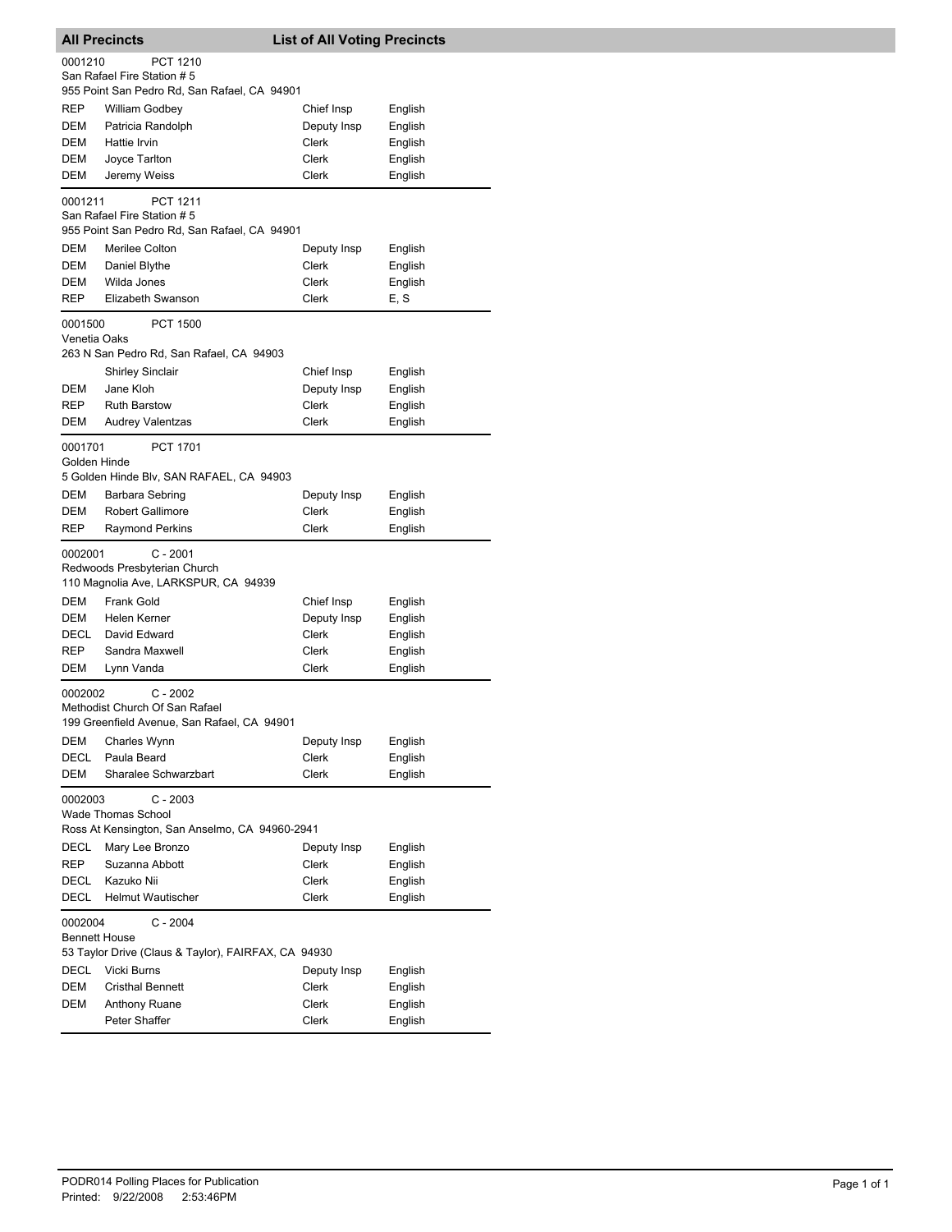## All Precincts — List of All Voting Precincts

**0001210** PCT 1210
San Rafael Fire Station # 5
955 Point San Pedro Rd, San Rafael, CA 94901

| | | | |
|---|---|---|---|
| REP | William Godbey | Chief Insp | English |
| DEM | Patricia Randolph | Deputy Insp | English |
| DEM | Hattie Irvin | Clerk | English |
| DEM | Joyce Tarlton | Clerk | English |
| DEM | Jeremy Weiss | Clerk | English |

**0001211** PCT 1211
San Rafael Fire Station # 5
955 Point San Pedro Rd, San Rafael, CA 94901

| | | | |
|---|---|---|---|
| DEM | Merilee Colton | Deputy Insp | English |
| DEM | Daniel Blythe | Clerk | English |
| DEM | Wilda Jones | Clerk | English |
| REP | Elizabeth Swanson | Clerk | E, S |

**0001500** PCT 1500
Venetia Oaks
263 N San Pedro Rd, San Rafael, CA 94903

| | | | |
|---|---|---|---|
| | Shirley Sinclair | Chief Insp | English |
| DEM | Jane Kloh | Deputy Insp | English |
| REP | Ruth Barstow | Clerk | English |
| DEM | Audrey Valentzas | Clerk | English |

**0001701** PCT 1701
Golden Hinde
5 Golden Hinde Blv, SAN RAFAEL, CA 94903

| | | | |
|---|---|---|---|
| DEM | Barbara Sebring | Deputy Insp | English |
| DEM | Robert Gallimore | Clerk | English |
| REP | Raymond Perkins | Clerk | English |

**0002001** C - 2001
Redwoods Presbyterian Church
110 Magnolia Ave, LARKSPUR, CA 94939

| | | | |
|---|---|---|---|
| DEM | Frank Gold | Chief Insp | English |
| DEM | Helen Kerner | Deputy Insp | English |
| DECL | David Edward | Clerk | English |
| REP | Sandra Maxwell | Clerk | English |
| DEM | Lynn Vanda | Clerk | English |

**0002002** C - 2002
Methodist Church Of San Rafael
199 Greenfield Avenue, San Rafael, CA 94901

| | | | |
|---|---|---|---|
| DEM | Charles Wynn | Deputy Insp | English |
| DECL | Paula Beard | Clerk | English |
| DEM | Sharalee Schwarzbart | Clerk | English |

**0002003** C - 2003
Wade Thomas School
Ross At Kensington, San Anselmo, CA 94960-2941

| | | | |
|---|---|---|---|
| DECL | Mary Lee Bronzo | Deputy Insp | English |
| REP | Suzanna Abbott | Clerk | English |
| DECL | Kazuko Nii | Clerk | English |
| DECL | Helmut Wautischer | Clerk | English |

**0002004** C - 2004
Bennett House
53 Taylor Drive (Claus & Taylor), FAIRFAX, CA 94930

| | | | |
|---|---|---|---|
| DECL | Vicki Burns | Deputy Insp | English |
| DEM | Cristhal Bennett | Clerk | English |
| DEM | Anthony Ruane | Clerk | English |
| | Peter Shaffer | Clerk | English |

PODR014 Polling Places for Publication
Printed: 9/22/2008 2:53:46PM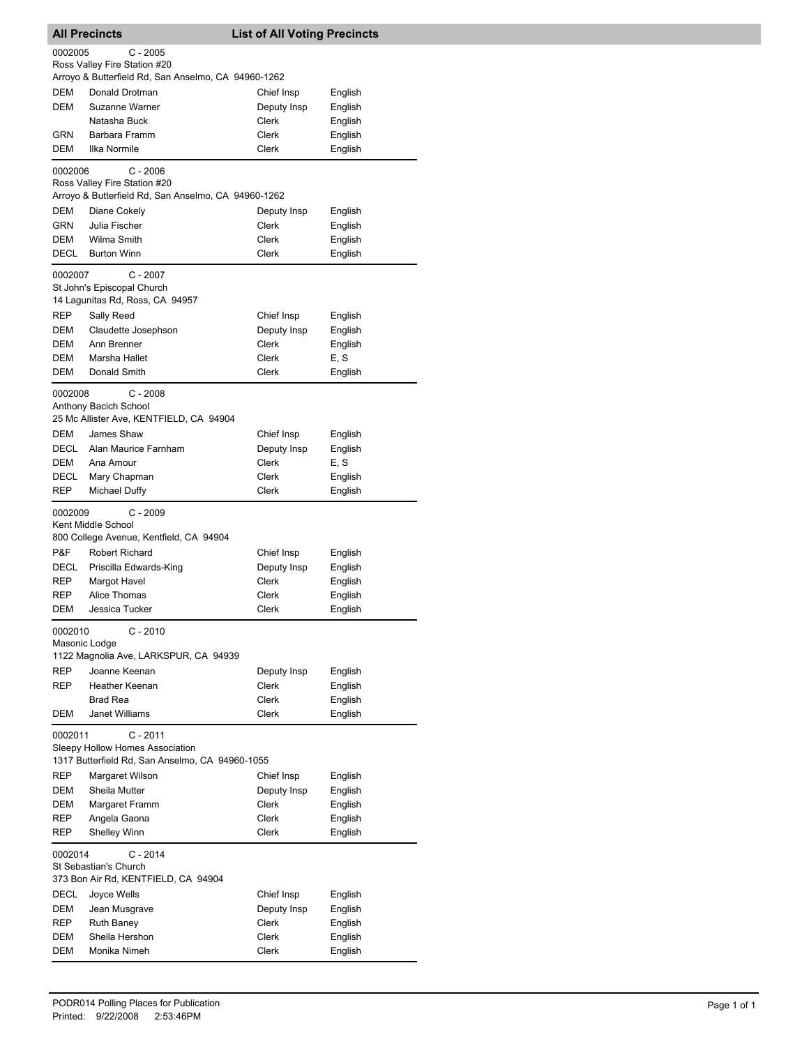## All Precincts — List of All Voting Precincts

**0002005 C - 2005**
Ross Valley Fire Station #20
Arroyo & Butterfield Rd, San Anselmo, CA 94960-1262

| Party | Name | Position | Language |
|---|---|---|---|
| DEM | Donald Drotman | Chief Insp | English |
| DEM | Suzanne Warner | Deputy Insp | English |
| | Natasha Buck | Clerk | English |
| GRN | Barbara Framm | Clerk | English |
| DEM | Ilka Normile | Clerk | English |

**0002006 C - 2006**
Ross Valley Fire Station #20
Arroyo & Butterfield Rd, San Anselmo, CA 94960-1262

| Party | Name | Position | Language |
|---|---|---|---|
| DEM | Diane Cokely | Deputy Insp | English |
| GRN | Julia Fischer | Clerk | English |
| DEM | Wilma Smith | Clerk | English |
| DECL | Burton Winn | Clerk | English |

**0002007 C - 2007**
St John's Episcopal Church
14 Lagunitas Rd, Ross, CA 94957

| Party | Name | Position | Language |
|---|---|---|---|
| REP | Sally Reed | Chief Insp | English |
| DEM | Claudette Josephson | Deputy Insp | English |
| DEM | Ann Brenner | Clerk | English |
| DEM | Marsha Hallet | Clerk | E, S |
| DEM | Donald Smith | Clerk | English |

**0002008 C - 2008**
Anthony Bacich School
25 Mc Allister Ave, KENTFIELD, CA 94904

| Party | Name | Position | Language |
|---|---|---|---|
| DEM | James Shaw | Chief Insp | English |
| DECL | Alan Maurice Farnham | Deputy Insp | English |
| DEM | Ana Amour | Clerk | E, S |
| DECL | Mary Chapman | Clerk | English |
| REP | Michael Duffy | Clerk | English |

**0002009 C - 2009**
Kent Middle School
800 College Avenue, Kentfield, CA 94904

| Party | Name | Position | Language |
|---|---|---|---|
| P&F | Robert Richard | Chief Insp | English |
| DECL | Priscilla Edwards-King | Deputy Insp | English |
| REP | Margot Havel | Clerk | English |
| REP | Alice Thomas | Clerk | English |
| DEM | Jessica Tucker | Clerk | English |

**0002010 C - 2010**
Masonic Lodge
1122 Magnolia Ave, LARKSPUR, CA 94939

| Party | Name | Position | Language |
|---|---|---|---|
| REP | Joanne Keenan | Deputy Insp | English |
| REP | Heather Keenan | Clerk | English |
| | Brad Rea | Clerk | English |
| DEM | Janet Williams | Clerk | English |

**0002011 C - 2011**
Sleepy Hollow Homes Association
1317 Butterfield Rd, San Anselmo, CA 94960-1055

| Party | Name | Position | Language |
|---|---|---|---|
| REP | Margaret Wilson | Chief Insp | English |
| DEM | Sheila Mutter | Deputy Insp | English |
| DEM | Margaret Framm | Clerk | English |
| REP | Angela Gaona | Clerk | English |
| REP | Shelley Winn | Clerk | English |

**0002014 C - 2014**
St Sebastian's Church
373 Bon Air Rd, KENTFIELD, CA 94904

| Party | Name | Position | Language |
|---|---|---|---|
| DECL | Joyce Wells | Chief Insp | English |
| DEM | Jean Musgrave | Deputy Insp | English |
| REP | Ruth Baney | Clerk | English |
| DEM | Sheila Hershon | Clerk | English |
| DEM | Monika Nimeh | Clerk | English |

PODR014 Polling Places for Publication
Printed: 9/22/2008 2:53:46PM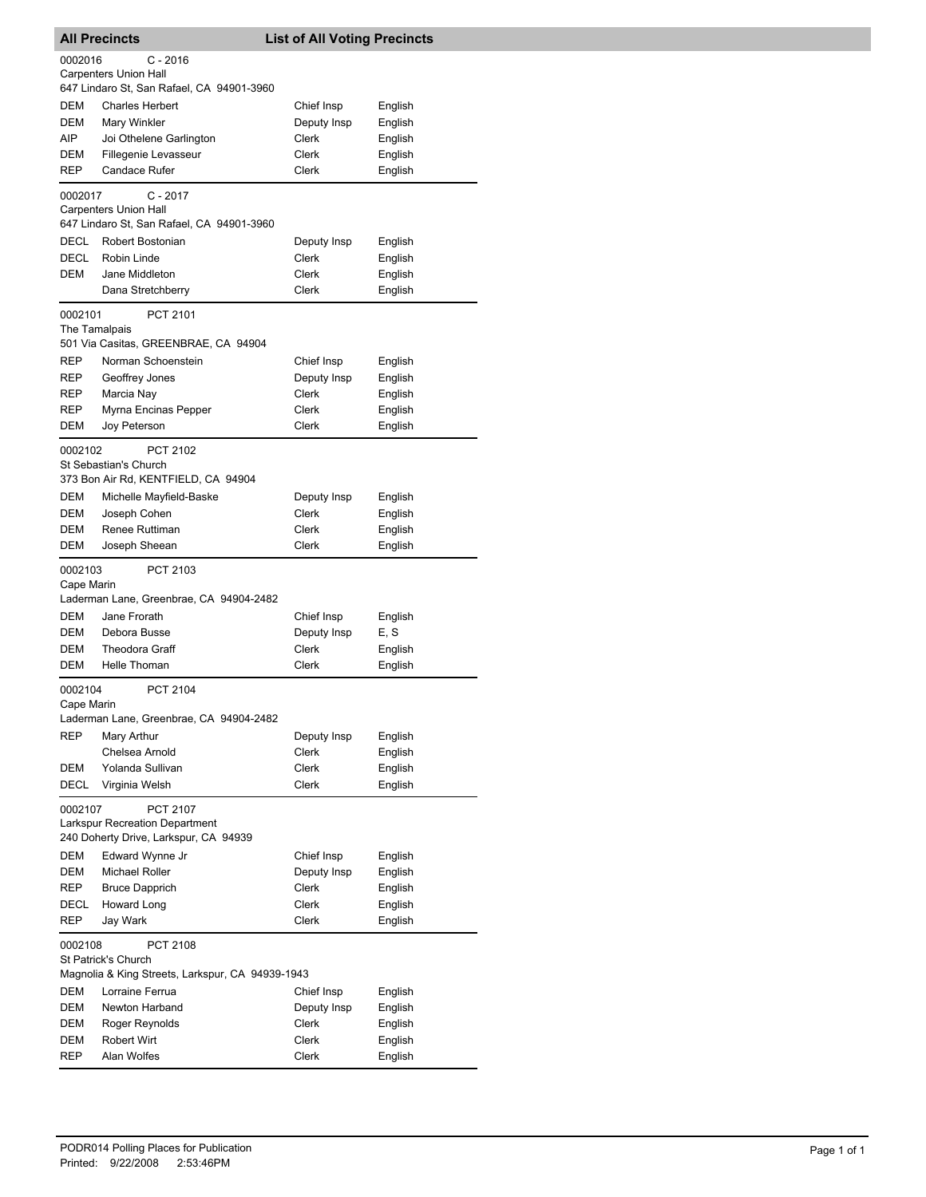## All Precincts — List of All Voting Precincts

**0002016 — C - 2016**
Carpenters Union Hall
647 Lindaro St, San Rafael, CA 94901-3960

| Party | Name | Position | Language |
|---|---|---|---|
| DEM | Charles Herbert | Chief Insp | English |
| DEM | Mary Winkler | Deputy Insp | English |
| AIP | Joi Othelene Garlington | Clerk | English |
| DEM | Fillegenie Levasseur | Clerk | English |
| REP | Candace Rufer | Clerk | English |

**0002017 — C - 2017**
Carpenters Union Hall
647 Lindaro St, San Rafael, CA 94901-3960

| Party | Name | Position | Language |
|---|---|---|---|
| DECL | Robert Bostonian | Deputy Insp | English |
| DECL | Robin Linde | Clerk | English |
| DEM | Jane Middleton | Clerk | English |
| | Dana Stretchberry | Clerk | English |

**0002101 — PCT 2101**
The Tamalpais
501 Via Casitas, GREENBRAE, CA 94904

| Party | Name | Position | Language |
|---|---|---|---|
| REP | Norman Schoenstein | Chief Insp | English |
| REP | Geoffrey Jones | Deputy Insp | English |
| REP | Marcia Nay | Clerk | English |
| REP | Myrna Encinas Pepper | Clerk | English |
| DEM | Joy Peterson | Clerk | English |

**0002102 — PCT 2102**
St Sebastian's Church
373 Bon Air Rd, KENTFIELD, CA 94904

| Party | Name | Position | Language |
|---|---|---|---|
| DEM | Michelle Mayfield-Baske | Deputy Insp | English |
| DEM | Joseph Cohen | Clerk | English |
| DEM | Renee Ruttiman | Clerk | English |
| DEM | Joseph Sheean | Clerk | English |

**0002103 — PCT 2103**
Cape Marin
Laderman Lane, Greenbrae, CA 94904-2482

| Party | Name | Position | Language |
|---|---|---|---|
| DEM | Jane Frorath | Chief Insp | English |
| DEM | Debora Busse | Deputy Insp | E, S |
| DEM | Theodora Graff | Clerk | English |
| DEM | Helle Thoman | Clerk | English |

**0002104 — PCT 2104**
Cape Marin
Laderman Lane, Greenbrae, CA 94904-2482

| Party | Name | Position | Language |
|---|---|---|---|
| REP | Mary Arthur | Deputy Insp | English |
| | Chelsea Arnold | Clerk | English |
| DEM | Yolanda Sullivan | Clerk | English |
| DECL | Virginia Welsh | Clerk | English |

**0002107 — PCT 2107**
Larkspur Recreation Department
240 Doherty Drive, Larkspur, CA 94939

| Party | Name | Position | Language |
|---|---|---|---|
| DEM | Edward Wynne Jr | Chief Insp | English |
| DEM | Michael Roller | Deputy Insp | English |
| REP | Bruce Dapprich | Clerk | English |
| DECL | Howard Long | Clerk | English |
| REP | Jay Wark | Clerk | English |

**0002108 — PCT 2108**
St Patrick's Church
Magnolia & King Streets, Larkspur, CA 94939-1943

| Party | Name | Position | Language |
|---|---|---|---|
| DEM | Lorraine Ferrua | Chief Insp | English |
| DEM | Newton Harband | Deputy Insp | English |
| DEM | Roger Reynolds | Clerk | English |
| DEM | Robert Wirt | Clerk | English |
| REP | Alan Wolfes | Clerk | English |

PODR014 Polling Places for Publication
Printed: 9/22/2008 2:53:46PM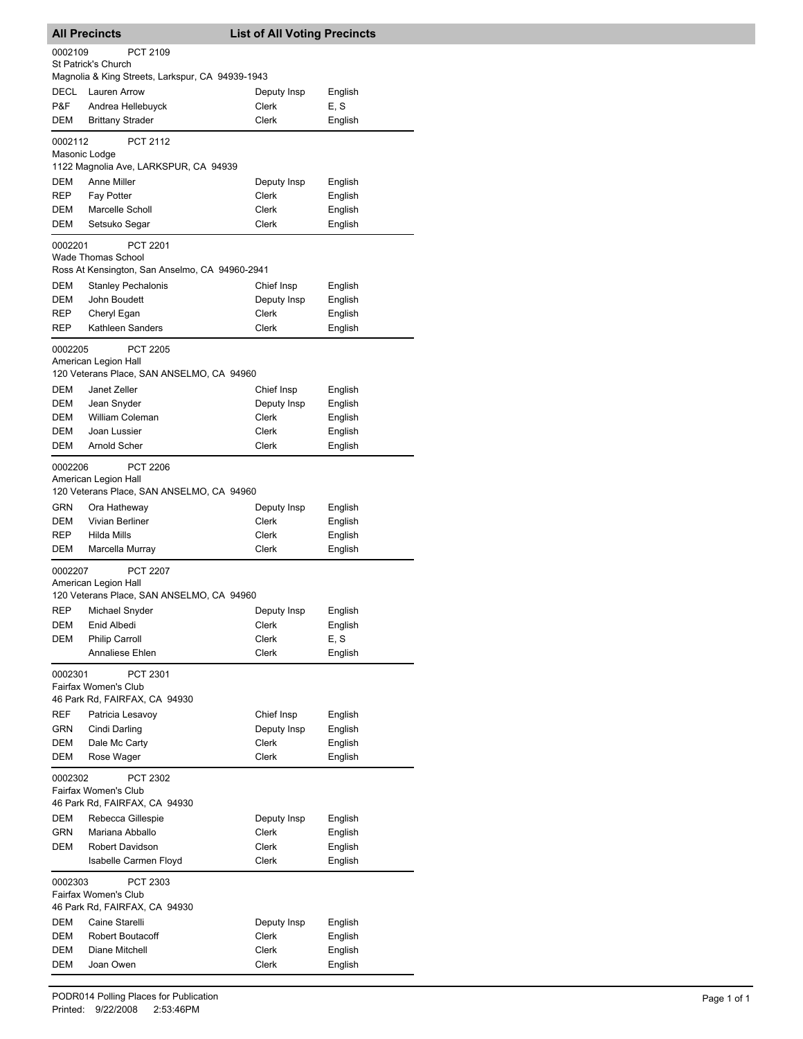## All Precincts — List of All Voting Precincts

**0002109** PCT 2109
St Patrick's Church
Magnolia & King Streets, Larkspur, CA 94939-1943

| | | | |
|---|---|---|---|
| DECL | Lauren Arrow | Deputy Insp | English |
| P&F | Andrea Hellebuyck | Clerk | E, S |
| DEM | Brittany Strader | Clerk | English |

**0002112** PCT 2112
Masonic Lodge
1122 Magnolia Ave, LARKSPUR, CA 94939

| | | | |
|---|---|---|---|
| DEM | Anne Miller | Deputy Insp | English |
| REP | Fay Potter | Clerk | English |
| DEM | Marcelle Scholl | Clerk | English |
| DEM | Setsuko Segar | Clerk | English |

**0002201** PCT 2201
Wade Thomas School
Ross At Kensington, San Anselmo, CA 94960-2941

| | | | |
|---|---|---|---|
| DEM | Stanley Pechalonis | Chief Insp | English |
| DEM | John Boudett | Deputy Insp | English |
| REP | Cheryl Egan | Clerk | English |
| REP | Kathleen Sanders | Clerk | English |

**0002205** PCT 2205
American Legion Hall
120 Veterans Place, SAN ANSELMO, CA 94960

| | | | |
|---|---|---|---|
| DEM | Janet Zeller | Chief Insp | English |
| DEM | Jean Snyder | Deputy Insp | English |
| DEM | William Coleman | Clerk | English |
| DEM | Joan Lussier | Clerk | English |
| DEM | Arnold Scher | Clerk | English |

**0002206** PCT 2206
American Legion Hall
120 Veterans Place, SAN ANSELMO, CA 94960

| | | | |
|---|---|---|---|
| GRN | Ora Hatheway | Deputy Insp | English |
| DEM | Vivian Berliner | Clerk | English |
| REP | Hilda Mills | Clerk | English |
| DEM | Marcella Murray | Clerk | English |

**0002207** PCT 2207
American Legion Hall
120 Veterans Place, SAN ANSELMO, CA 94960

| | | | |
|---|---|---|---|
| REP | Michael Snyder | Deputy Insp | English |
| DEM | Enid Albedi | Clerk | English |
| DEM | Philip Carroll | Clerk | E, S |
| | Annaliese Ehlen | Clerk | English |

**0002301** PCT 2301
Fairfax Women's Club
46 Park Rd, FAIRFAX, CA 94930

| | | | |
|---|---|---|---|
| REF | Patricia Lesavoy | Chief Insp | English |
| GRN | Cindi Darling | Deputy Insp | English |
| DEM | Dale Mc Carty | Clerk | English |
| DEM | Rose Wager | Clerk | English |

**0002302** PCT 2302
Fairfax Women's Club
46 Park Rd, FAIRFAX, CA 94930

| | | | |
|---|---|---|---|
| DEM | Rebecca Gillespie | Deputy Insp | English |
| GRN | Mariana Abballo | Clerk | English |
| DEM | Robert Davidson | Clerk | English |
| | Isabelle Carmen Floyd | Clerk | English |

**0002303** PCT 2303
Fairfax Women's Club
46 Park Rd, FAIRFAX, CA 94930

| | | | |
|---|---|---|---|
| DEM | Caine Starelli | Deputy Insp | English |
| DEM | Robert Boutacoff | Clerk | English |
| DEM | Diane Mitchell | Clerk | English |
| DEM | Joan Owen | Clerk | English |

PODR014 Polling Places for Publication
Printed: 9/22/2008 2:53:46PM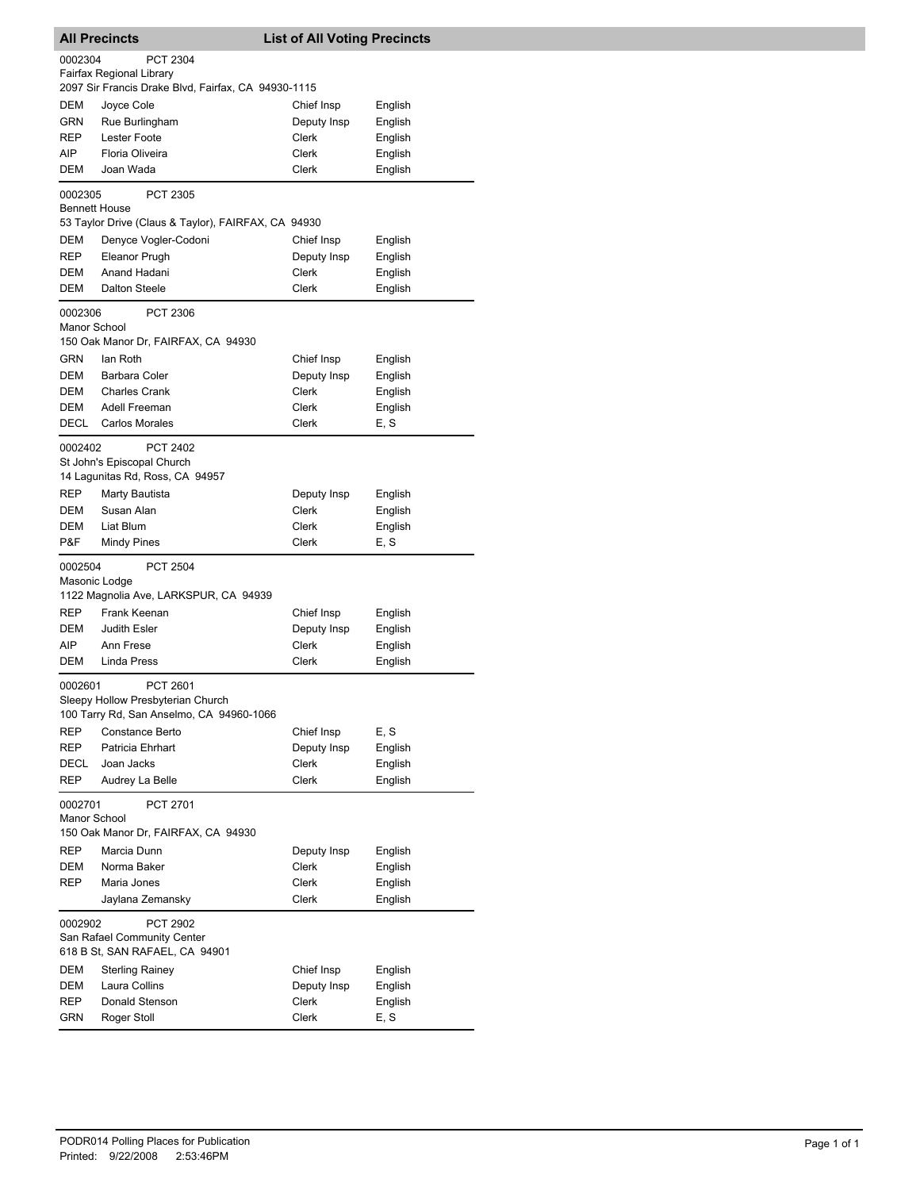## All Precincts — List of All Voting Precincts

**0002304 PCT 2304**
Fairfax Regional Library
2097 Sir Francis Drake Blvd, Fairfax, CA 94930-1115

| Party | Name | Position | Language |
|---|---|---|---|
| DEM | Joyce Cole | Chief Insp | English |
| GRN | Rue Burlingham | Deputy Insp | English |
| REP | Lester Foote | Clerk | English |
| AIP | Floria Oliveira | Clerk | English |
| DEM | Joan Wada | Clerk | English |

**0002305 PCT 2305**
Bennett House
53 Taylor Drive (Claus & Taylor), FAIRFAX, CA 94930

| Party | Name | Position | Language |
|---|---|---|---|
| DEM | Denyce Vogler-Codoni | Chief Insp | English |
| REP | Eleanor Prugh | Deputy Insp | English |
| DEM | Anand Hadani | Clerk | English |
| DEM | Dalton Steele | Clerk | English |

**0002306 PCT 2306**
Manor School
150 Oak Manor Dr, FAIRFAX, CA 94930

| Party | Name | Position | Language |
|---|---|---|---|
| GRN | Ian Roth | Chief Insp | English |
| DEM | Barbara Coler | Deputy Insp | English |
| DEM | Charles Crank | Clerk | English |
| DEM | Adell Freeman | Clerk | English |
| DECL | Carlos Morales | Clerk | E, S |

**0002402 PCT 2402**
St John's Episcopal Church
14 Lagunitas Rd, Ross, CA 94957

| Party | Name | Position | Language |
|---|---|---|---|
| REP | Marty Bautista | Deputy Insp | English |
| DEM | Susan Alan | Clerk | English |
| DEM | Liat Blum | Clerk | English |
| P&F | Mindy Pines | Clerk | E, S |

**0002504 PCT 2504**
Masonic Lodge
1122 Magnolia Ave, LARKSPUR, CA 94939

| Party | Name | Position | Language |
|---|---|---|---|
| REP | Frank Keenan | Chief Insp | English |
| DEM | Judith Esler | Deputy Insp | English |
| AIP | Ann Frese | Clerk | English |
| DEM | Linda Press | Clerk | English |

**0002601 PCT 2601**
Sleepy Hollow Presbyterian Church
100 Tarry Rd, San Anselmo, CA 94960-1066

| Party | Name | Position | Language |
|---|---|---|---|
| REP | Constance Berto | Chief Insp | E, S |
| REP | Patricia Ehrhart | Deputy Insp | English |
| DECL | Joan Jacks | Clerk | English |
| REP | Audrey La Belle | Clerk | English |

**0002701 PCT 2701**
Manor School
150 Oak Manor Dr, FAIRFAX, CA 94930

| Party | Name | Position | Language |
|---|---|---|---|
| REP | Marcia Dunn | Deputy Insp | English |
| DEM | Norma Baker | Clerk | English |
| REP | Maria Jones | Clerk | English |
| | Jaylana Zemansky | Clerk | English |

**0002902 PCT 2902**
San Rafael Community Center
618 B St, SAN RAFAEL, CA 94901

| Party | Name | Position | Language |
|---|---|---|---|
| DEM | Sterling Rainey | Chief Insp | English |
| DEM | Laura Collins | Deputy Insp | English |
| REP | Donald Stenson | Clerk | English |
| GRN | Roger Stoll | Clerk | E, S |

PODR014 Polling Places for Publication
Printed: 9/22/2008 2:53:46PM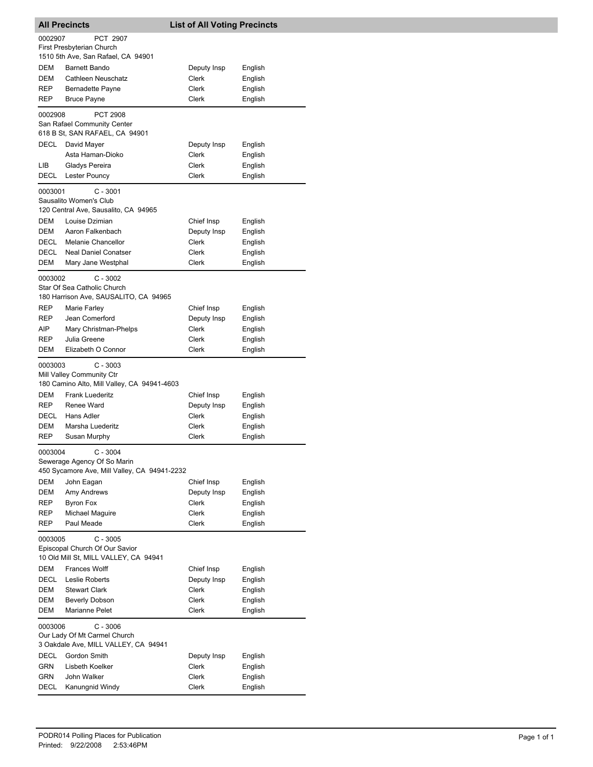## All Precincts — List of All Voting Precincts

**0002907 — PCT 2907**
First Presbyterian Church
1510 5th Ave, San Rafael, CA 94901

| Party | Name | Position | Language |
|---|---|---|---|
| DEM | Barnett Bando | Deputy Insp | English |
| DEM | Cathleen Neuschatz | Clerk | English |
| REP | Bernadette Payne | Clerk | English |
| REP | Bruce Payne | Clerk | English |

**0002908 — PCT 2908**
San Rafael Community Center
618 B St, SAN RAFAEL, CA 94901

| Party | Name | Position | Language |
|---|---|---|---|
| DECL | David Mayer | Deputy Insp | English |
| | Asta Haman-Dioko | Clerk | English |
| LIB | Gladys Pereira | Clerk | English |
| DECL | Lester Pouncy | Clerk | English |

**0003001 — C - 3001**
Sausalito Women's Club
120 Central Ave, Sausalito, CA 94965

| Party | Name | Position | Language |
|---|---|---|---|
| DEM | Louise Dzimian | Chief Insp | English |
| DEM | Aaron Falkenbach | Deputy Insp | English |
| DECL | Melanie Chancellor | Clerk | English |
| DECL | Neal Daniel Conatser | Clerk | English |
| DEM | Mary Jane Westphal | Clerk | English |

**0003002 — C - 3002**
Star Of Sea Catholic Church
180 Harrison Ave, SAUSALITO, CA 94965

| Party | Name | Position | Language |
|---|---|---|---|
| REP | Marie Farley | Chief Insp | English |
| REP | Jean Comerford | Deputy Insp | English |
| AIP | Mary Christman-Phelps | Clerk | English |
| REP | Julia Greene | Clerk | English |
| DEM | Elizabeth O Connor | Clerk | English |

**0003003 — C - 3003**
Mill Valley Community Ctr
180 Camino Alto, Mill Valley, CA 94941-4603

| Party | Name | Position | Language |
|---|---|---|---|
| DEM | Frank Luederitz | Chief Insp | English |
| REP | Renee Ward | Deputy Insp | English |
| DECL | Hans Adler | Clerk | English |
| DEM | Marsha Luederitz | Clerk | English |
| REP | Susan Murphy | Clerk | English |

**0003004 — C - 3004**
Sewerage Agency Of So Marin
450 Sycamore Ave, Mill Valley, CA 94941-2232

| Party | Name | Position | Language |
|---|---|---|---|
| DEM | John Eagan | Chief Insp | English |
| DEM | Amy Andrews | Deputy Insp | English |
| REP | Byron Fox | Clerk | English |
| REP | Michael Maguire | Clerk | English |
| REP | Paul Meade | Clerk | English |

**0003005 — C - 3005**
Episcopal Church Of Our Savior
10 Old Mill St, MILL VALLEY, CA 94941

| Party | Name | Position | Language |
|---|---|---|---|
| DEM | Frances Wolff | Chief Insp | English |
| DECL | Leslie Roberts | Deputy Insp | English |
| DEM | Stewart Clark | Clerk | English |
| DEM | Beverly Dobson | Clerk | English |
| DEM | Marianne Pelet | Clerk | English |

**0003006 — C - 3006**
Our Lady Of Mt Carmel Church
3 Oakdale Ave, MILL VALLEY, CA 94941

| Party | Name | Position | Language |
|---|---|---|---|
| DECL | Gordon Smith | Deputy Insp | English |
| GRN | Lisbeth Koelker | Clerk | English |
| GRN | John Walker | Clerk | English |
| DECL | Kanungnid Windy | Clerk | English |

PODR014 Polling Places for Publication
Printed: 9/22/2008 2:53:46PM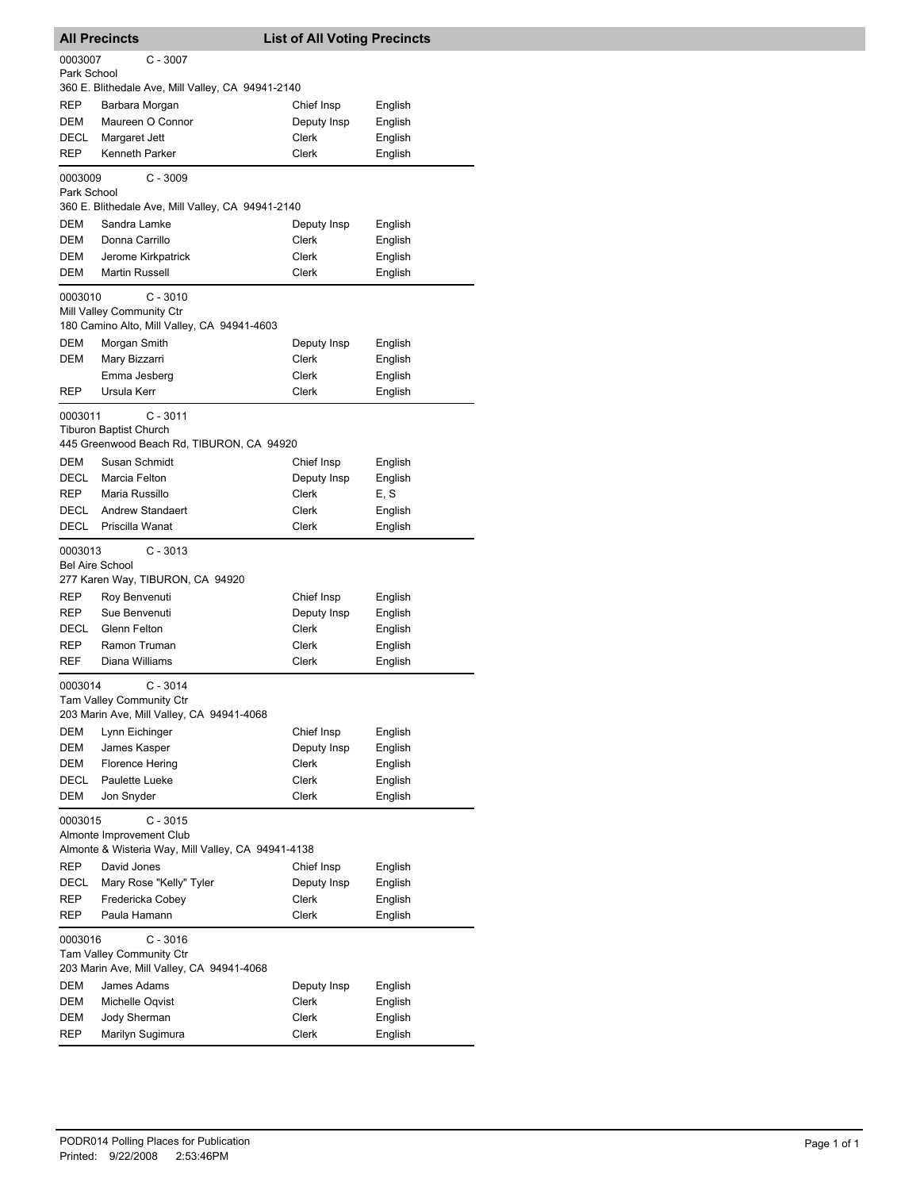## All Precincts — List of All Voting Precincts

**0003007 C - 3007**
Park School
360 E. Blithedale Ave, Mill Valley, CA 94941-2140

| Party | Name | Position | Language |
|---|---|---|---|
| REP | Barbara Morgan | Chief Insp | English |
| DEM | Maureen O Connor | Deputy Insp | English |
| DECL | Margaret Jett | Clerk | English |
| REP | Kenneth Parker | Clerk | English |

**0003009 C - 3009**
Park School
360 E. Blithedale Ave, Mill Valley, CA 94941-2140

| Party | Name | Position | Language |
|---|---|---|---|
| DEM | Sandra Lamke | Deputy Insp | English |
| DEM | Donna Carrillo | Clerk | English |
| DEM | Jerome Kirkpatrick | Clerk | English |
| DEM | Martin Russell | Clerk | English |

**0003010 C - 3010**
Mill Valley Community Ctr
180 Camino Alto, Mill Valley, CA 94941-4603

| Party | Name | Position | Language |
|---|---|---|---|
| DEM | Morgan Smith | Deputy Insp | English |
| DEM | Mary Bizzarri | Clerk | English |
| | Emma Jesberg | Clerk | English |
| REP | Ursula Kerr | Clerk | English |

**0003011 C - 3011**
Tiburon Baptist Church
445 Greenwood Beach Rd, TIBURON, CA 94920

| Party | Name | Position | Language |
|---|---|---|---|
| DEM | Susan Schmidt | Chief Insp | English |
| DECL | Marcia Felton | Deputy Insp | English |
| REP | Maria Russillo | Clerk | E, S |
| DECL | Andrew Standaert | Clerk | English |
| DECL | Priscilla Wanat | Clerk | English |

**0003013 C - 3013**
Bel Aire School
277 Karen Way, TIBURON, CA 94920

| Party | Name | Position | Language |
|---|---|---|---|
| REP | Roy Benvenuti | Chief Insp | English |
| REP | Sue Benvenuti | Deputy Insp | English |
| DECL | Glenn Felton | Clerk | English |
| REP | Ramon Truman | Clerk | English |
| REF | Diana Williams | Clerk | English |

**0003014 C - 3014**
Tam Valley Community Ctr
203 Marin Ave, Mill Valley, CA 94941-4068

| Party | Name | Position | Language |
|---|---|---|---|
| DEM | Lynn Eichinger | Chief Insp | English |
| DEM | James Kasper | Deputy Insp | English |
| DEM | Florence Hering | Clerk | English |
| DECL | Paulette Lueke | Clerk | English |
| DEM | Jon Snyder | Clerk | English |

**0003015 C - 3015**
Almonte Improvement Club
Almonte & Wisteria Way, Mill Valley, CA 94941-4138

| Party | Name | Position | Language |
|---|---|---|---|
| REP | David Jones | Chief Insp | English |
| DECL | Mary Rose "Kelly" Tyler | Deputy Insp | English |
| REP | Fredericka Cobey | Clerk | English |
| REP | Paula Hamann | Clerk | English |

**0003016 C - 3016**
Tam Valley Community Ctr
203 Marin Ave, Mill Valley, CA 94941-4068

| Party | Name | Position | Language |
|---|---|---|---|
| DEM | James Adams | Deputy Insp | English |
| DEM | Michelle Oqvist | Clerk | English |
| DEM | Jody Sherman | Clerk | English |
| REP | Marilyn Sugimura | Clerk | English |

PODR014 Polling Places for Publication
Printed: 9/22/2008 2:53:46PM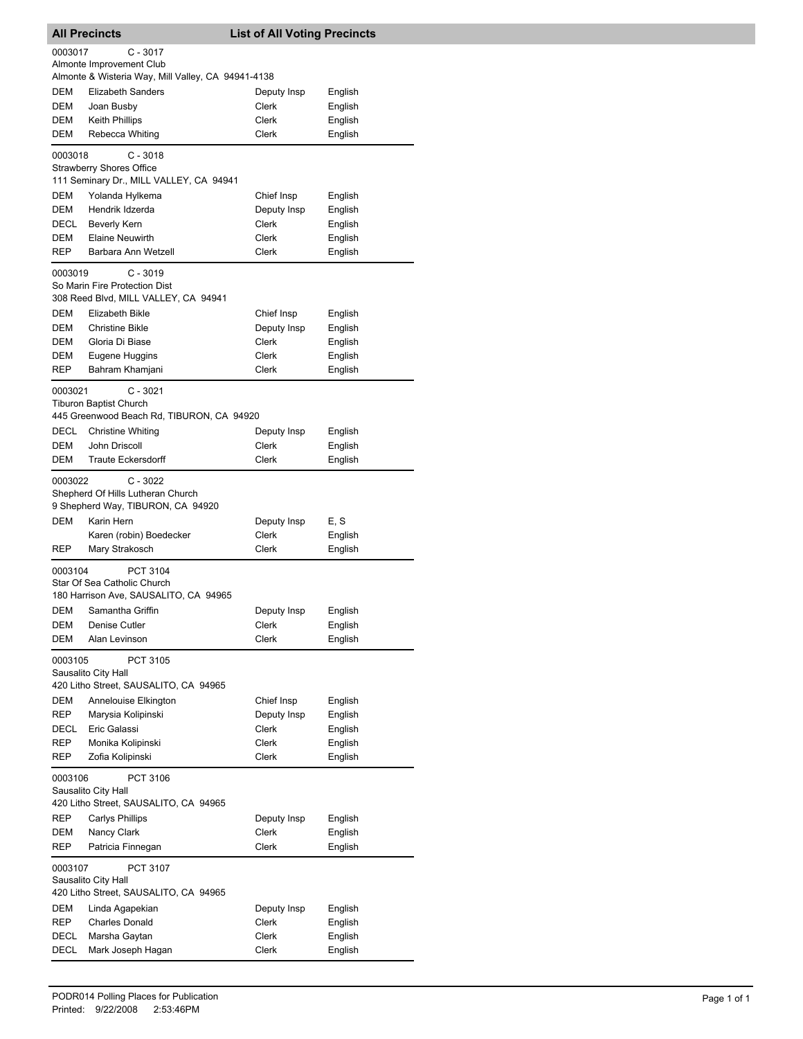## All Precincts — List of All Voting Precincts

**0003017** C - 3017
Almonte Improvement Club
Almonte & Wisteria Way, Mill Valley, CA 94941-4138

| Party | Name | Position | Language |
|---|---|---|---|
| DEM | Elizabeth Sanders | Deputy Insp | English |
| DEM | Joan Busby | Clerk | English |
| DEM | Keith Phillips | Clerk | English |
| DEM | Rebecca Whiting | Clerk | English |

**0003018** C - 3018
Strawberry Shores Office
111 Seminary Dr., MILL VALLEY, CA 94941

| Party | Name | Position | Language |
|---|---|---|---|
| DEM | Yolanda Hylkema | Chief Insp | English |
| DEM | Hendrik Idzerda | Deputy Insp | English |
| DECL | Beverly Kern | Clerk | English |
| DEM | Elaine Neuwirth | Clerk | English |
| REP | Barbara Ann Wetzell | Clerk | English |

**0003019** C - 3019
So Marin Fire Protection Dist
308 Reed Blvd, MILL VALLEY, CA 94941

| Party | Name | Position | Language |
|---|---|---|---|
| DEM | Elizabeth Bikle | Chief Insp | English |
| DEM | Christine Bikle | Deputy Insp | English |
| DEM | Gloria Di Biase | Clerk | English |
| DEM | Eugene Huggins | Clerk | English |
| REP | Bahram Khamjani | Clerk | English |

**0003021** C - 3021
Tiburon Baptist Church
445 Greenwood Beach Rd, TIBURON, CA 94920

| Party | Name | Position | Language |
|---|---|---|---|
| DECL | Christine Whiting | Deputy Insp | English |
| DEM | John Driscoll | Clerk | English |
| DEM | Traute Eckersdorff | Clerk | English |

**0003022** C - 3022
Shepherd Of Hills Lutheran Church
9 Shepherd Way, TIBURON, CA 94920

| Party | Name | Position | Language |
|---|---|---|---|
| DEM | Karin Hern | Deputy Insp | E, S |
| | Karen (robin) Boedecker | Clerk | English |
| REP | Mary Strakosch | Clerk | English |

**0003104** PCT 3104
Star Of Sea Catholic Church
180 Harrison Ave, SAUSALITO, CA 94965

| Party | Name | Position | Language |
|---|---|---|---|
| DEM | Samantha Griffin | Deputy Insp | English |
| DEM | Denise Cutler | Clerk | English |
| DEM | Alan Levinson | Clerk | English |

**0003105** PCT 3105
Sausalito City Hall
420 Litho Street, SAUSALITO, CA 94965

| Party | Name | Position | Language |
|---|---|---|---|
| DEM | Annelouise Elkington | Chief Insp | English |
| REP | Marysia Kolipinski | Deputy Insp | English |
| DECL | Eric Galassi | Clerk | English |
| REP | Monika Kolipinski | Clerk | English |
| REP | Zofia Kolipinski | Clerk | English |

**0003106** PCT 3106
Sausalito City Hall
420 Litho Street, SAUSALITO, CA 94965

| Party | Name | Position | Language |
|---|---|---|---|
| REP | Carlys Phillips | Deputy Insp | English |
| DEM | Nancy Clark | Clerk | English |
| REP | Patricia Finnegan | Clerk | English |

**0003107** PCT 3107
Sausalito City Hall
420 Litho Street, SAUSALITO, CA 94965

| Party | Name | Position | Language |
|---|---|---|---|
| DEM | Linda Agapekian | Deputy Insp | English |
| REP | Charles Donald | Clerk | English |
| DECL | Marsha Gaytan | Clerk | English |
| DECL | Mark Joseph Hagan | Clerk | English |

PODR014 Polling Places for Publication
Printed: 9/22/2008 2:53:46PM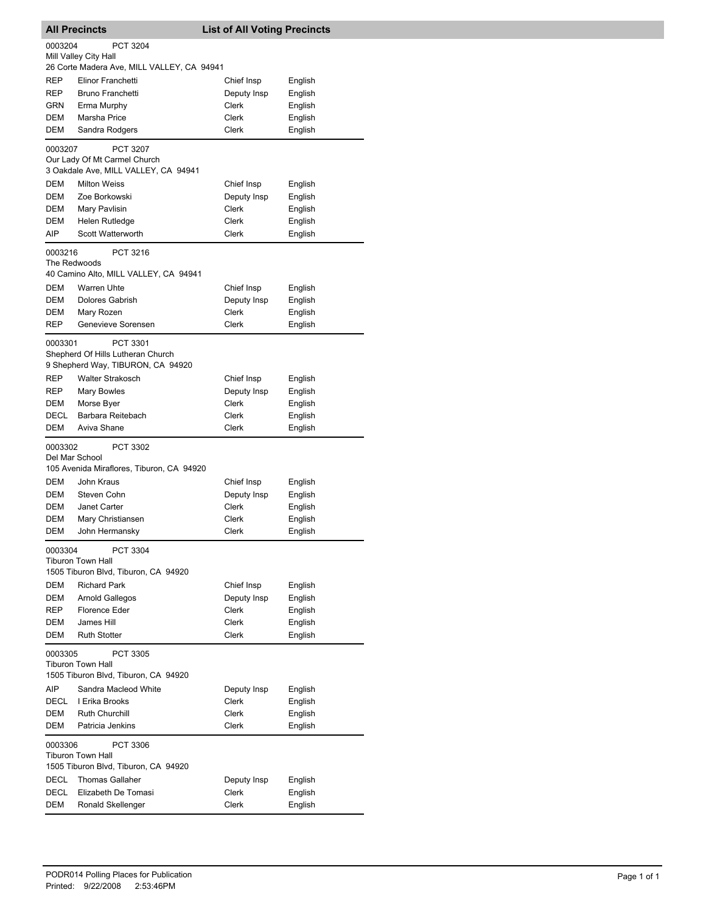## All Precincts — List of All Voting Precincts

**0003204** PCT 3204
Mill Valley City Hall
26 Corte Madera Ave, MILL VALLEY, CA 94941

| | | | |
|---|---|---|---|
| REP | Elinor Franchetti | Chief Insp | English |
| REP | Bruno Franchetti | Deputy Insp | English |
| GRN | Erma Murphy | Clerk | English |
| DEM | Marsha Price | Clerk | English |
| DEM | Sandra Rodgers | Clerk | English |

**0003207** PCT 3207
Our Lady Of Mt Carmel Church
3 Oakdale Ave, MILL VALLEY, CA 94941

| | | | |
|---|---|---|---|
| DEM | Milton Weiss | Chief Insp | English |
| DEM | Zoe Borkowski | Deputy Insp | English |
| DEM | Mary Pavlisin | Clerk | English |
| DEM | Helen Rutledge | Clerk | English |
| AIP | Scott Watterworth | Clerk | English |

**0003216** PCT 3216
The Redwoods
40 Camino Alto, MILL VALLEY, CA 94941

| | | | |
|---|---|---|---|
| DEM | Warren Uhte | Chief Insp | English |
| DEM | Dolores Gabrish | Deputy Insp | English |
| DEM | Mary Rozen | Clerk | English |
| REP | Genevieve Sorensen | Clerk | English |

**0003301** PCT 3301
Shepherd Of Hills Lutheran Church
9 Shepherd Way, TIBURON, CA 94920

| | | | |
|---|---|---|---|
| REP | Walter Strakosch | Chief Insp | English |
| REP | Mary Bowles | Deputy Insp | English |
| DEM | Morse Byer | Clerk | English |
| DECL | Barbara Reitebach | Clerk | English |
| DEM | Aviva Shane | Clerk | English |

**0003302** PCT 3302
Del Mar School
105 Avenida Miraflores, Tiburon, CA 94920

| | | | |
|---|---|---|---|
| DEM | John Kraus | Chief Insp | English |
| DEM | Steven Cohn | Deputy Insp | English |
| DEM | Janet Carter | Clerk | English |
| DEM | Mary Christiansen | Clerk | English |
| DEM | John Hermansky | Clerk | English |

**0003304** PCT 3304
Tiburon Town Hall
1505 Tiburon Blvd, Tiburon, CA 94920

| | | | |
|---|---|---|---|
| DEM | Richard Park | Chief Insp | English |
| DEM | Arnold Gallegos | Deputy Insp | English |
| REP | Florence Eder | Clerk | English |
| DEM | James Hill | Clerk | English |
| DEM | Ruth Stotter | Clerk | English |

**0003305** PCT 3305
Tiburon Town Hall
1505 Tiburon Blvd, Tiburon, CA 94920

| | | | |
|---|---|---|---|
| AIP | Sandra Macleod White | Deputy Insp | English |
| DECL | I Erika Brooks | Clerk | English |
| DEM | Ruth Churchill | Clerk | English |
| DEM | Patricia Jenkins | Clerk | English |

**0003306** PCT 3306
Tiburon Town Hall
1505 Tiburon Blvd, Tiburon, CA 94920

| | | | |
|---|---|---|---|
| DECL | Thomas Gallaher | Deputy Insp | English |
| DECL | Elizabeth De Tomasi | Clerk | English |
| DEM | Ronald Skellenger | Clerk | English |

PODR014 Polling Places for Publication
Printed: 9/22/2008 2:53:46PM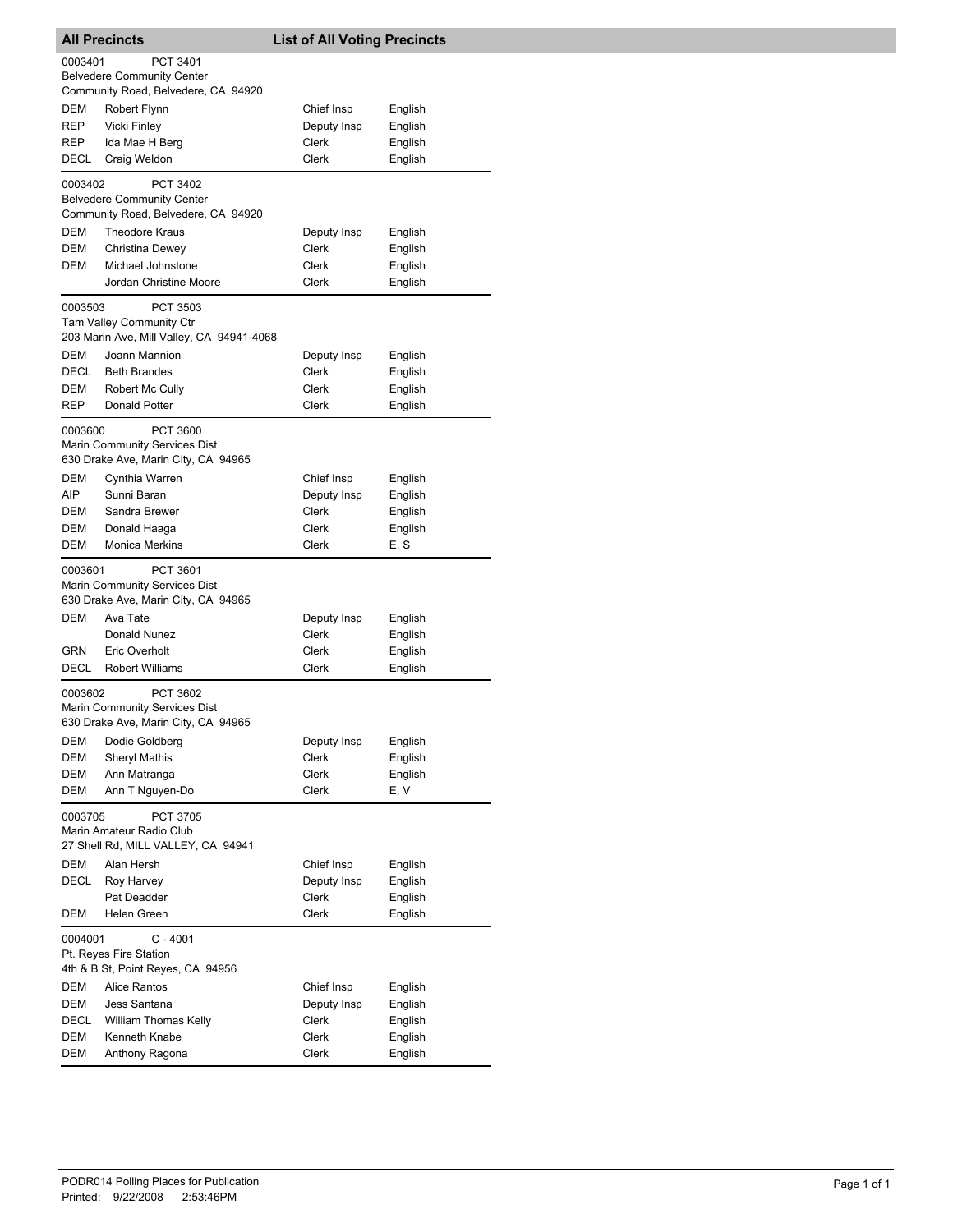## All Precincts — List of All Voting Precincts

**0003401** PCT 3401
Belvedere Community Center
Community Road, Belvedere, CA 94920

| Party | Name | Position | Language |
|---|---|---|---|
| DEM | Robert Flynn | Chief Insp | English |
| REP | Vicki Finley | Deputy Insp | English |
| REP | Ida Mae H Berg | Clerk | English |
| DECL | Craig Weldon | Clerk | English |

**0003402** PCT 3402
Belvedere Community Center
Community Road, Belvedere, CA 94920

| Party | Name | Position | Language |
|---|---|---|---|
| DEM | Theodore Kraus | Deputy Insp | English |
| DEM | Christina Dewey | Clerk | English |
| DEM | Michael Johnstone | Clerk | English |
| | Jordan Christine Moore | Clerk | English |

**0003503** PCT 3503
Tam Valley Community Ctr
203 Marin Ave, Mill Valley, CA 94941-4068

| Party | Name | Position | Language |
|---|---|---|---|
| DEM | Joann Mannion | Deputy Insp | English |
| DECL | Beth Brandes | Clerk | English |
| DEM | Robert Mc Cully | Clerk | English |
| REP | Donald Potter | Clerk | English |

**0003600** PCT 3600
Marin Community Services Dist
630 Drake Ave, Marin City, CA 94965

| Party | Name | Position | Language |
|---|---|---|---|
| DEM | Cynthia Warren | Chief Insp | English |
| AIP | Sunni Baran | Deputy Insp | English |
| DEM | Sandra Brewer | Clerk | English |
| DEM | Donald Haaga | Clerk | English |
| DEM | Monica Merkins | Clerk | E, S |

**0003601** PCT 3601
Marin Community Services Dist
630 Drake Ave, Marin City, CA 94965

| Party | Name | Position | Language |
|---|---|---|---|
| DEM | Ava Tate | Deputy Insp | English |
| | Donald Nunez | Clerk | English |
| GRN | Eric Overholt | Clerk | English |
| DECL | Robert Williams | Clerk | English |

**0003602** PCT 3602
Marin Community Services Dist
630 Drake Ave, Marin City, CA 94965

| Party | Name | Position | Language |
|---|---|---|---|
| DEM | Dodie Goldberg | Deputy Insp | English |
| DEM | Sheryl Mathis | Clerk | English |
| DEM | Ann Matranga | Clerk | English |
| DEM | Ann T Nguyen-Do | Clerk | E, V |

**0003705** PCT 3705
Marin Amateur Radio Club
27 Shell Rd, MILL VALLEY, CA 94941

| Party | Name | Position | Language |
|---|---|---|---|
| DEM | Alan Hersh | Chief Insp | English |
| DECL | Roy Harvey | Deputy Insp | English |
| | Pat Deadder | Clerk | English |
| DEM | Helen Green | Clerk | English |

**0004001** C - 4001
Pt. Reyes Fire Station
4th & B St, Point Reyes, CA 94956

| Party | Name | Position | Language |
|---|---|---|---|
| DEM | Alice Rantos | Chief Insp | English |
| DEM | Jess Santana | Deputy Insp | English |
| DECL | William Thomas Kelly | Clerk | English |
| DEM | Kenneth Knabe | Clerk | English |
| DEM | Anthony Ragona | Clerk | English |

PODR014 Polling Places for Publication
Printed: 9/22/2008 2:53:46PM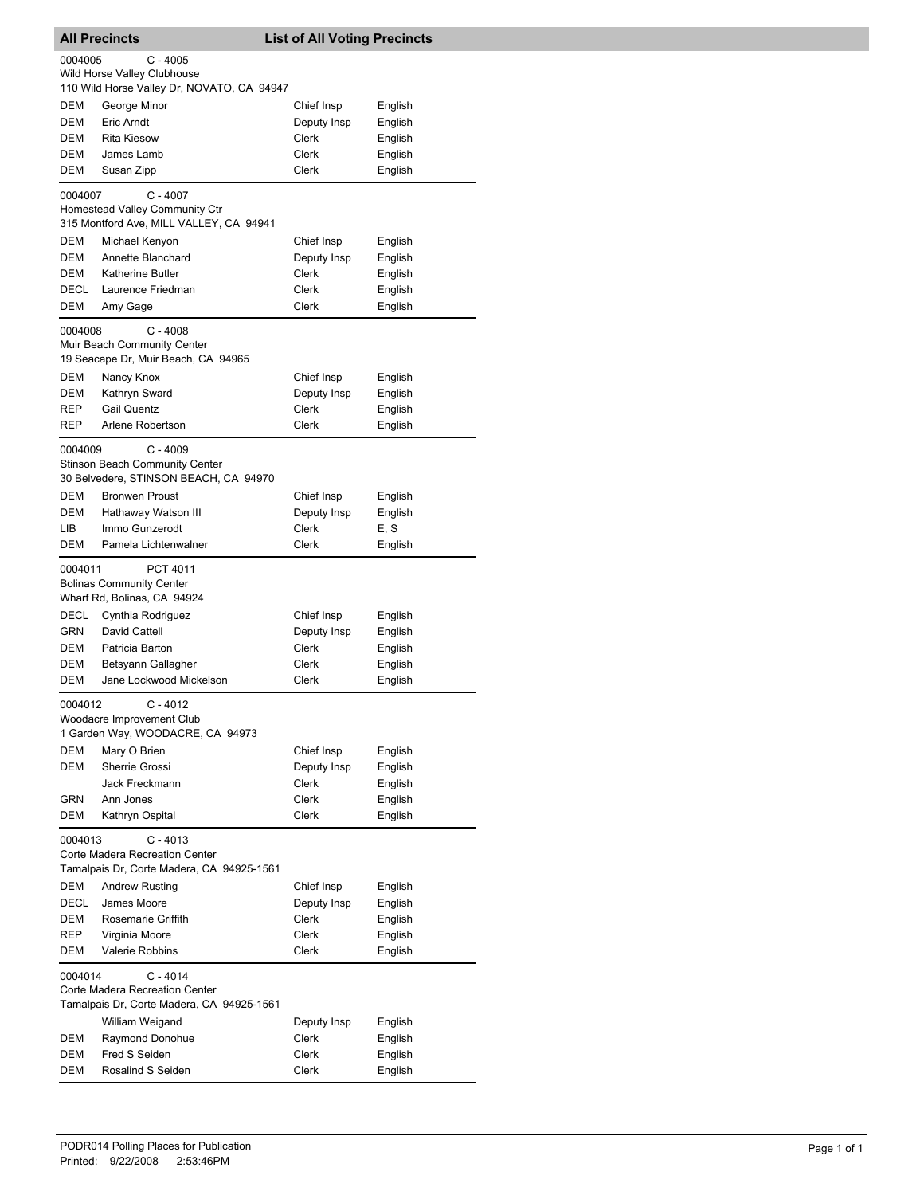## All Precincts — List of All Voting Precincts

0004005 C - 4005
Wild Horse Valley Clubhouse
110 Wild Horse Valley Dr, NOVATO, CA 94947

| | | | |
|---|---|---|---|
| DEM | George Minor | Chief Insp | English |
| DEM | Eric Arndt | Deputy Insp | English |
| DEM | Rita Kiesow | Clerk | English |
| DEM | James Lamb | Clerk | English |
| DEM | Susan Zipp | Clerk | English |

0004007 C - 4007
Homestead Valley Community Ctr
315 Montford Ave, MILL VALLEY, CA 94941

| | | | |
|---|---|---|---|
| DEM | Michael Kenyon | Chief Insp | English |
| DEM | Annette Blanchard | Deputy Insp | English |
| DEM | Katherine Butler | Clerk | English |
| DECL | Laurence Friedman | Clerk | English |
| DEM | Amy Gage | Clerk | English |

0004008 C - 4008
Muir Beach Community Center
19 Seacape Dr, Muir Beach, CA 94965

| | | | |
|---|---|---|---|
| DEM | Nancy Knox | Chief Insp | English |
| DEM | Kathryn Sward | Deputy Insp | English |
| REP | Gail Quentz | Clerk | English |
| REP | Arlene Robertson | Clerk | English |

0004009 C - 4009
Stinson Beach Community Center
30 Belvedere, STINSON BEACH, CA 94970

| | | | |
|---|---|---|---|
| DEM | Bronwen Proust | Chief Insp | English |
| DEM | Hathaway Watson III | Deputy Insp | English |
| LIB | Immo Gunzerodt | Clerk | E, S |
| DEM | Pamela Lichtenwalner | Clerk | English |

0004011 PCT 4011
Bolinas Community Center
Wharf Rd, Bolinas, CA 94924

| | | | |
|---|---|---|---|
| DECL | Cynthia Rodriguez | Chief Insp | English |
| GRN | David Cattell | Deputy Insp | English |
| DEM | Patricia Barton | Clerk | English |
| DEM | Betsyann Gallagher | Clerk | English |
| DEM | Jane Lockwood Mickelson | Clerk | English |

0004012 C - 4012
Woodacre Improvement Club
1 Garden Way, WOODACRE, CA 94973

| | | | |
|---|---|---|---|
| DEM | Mary O Brien | Chief Insp | English |
| DEM | Sherrie Grossi | Deputy Insp | English |
| | Jack Freckmann | Clerk | English |
| GRN | Ann Jones | Clerk | English |
| DEM | Kathryn Ospital | Clerk | English |

0004013 C - 4013
Corte Madera Recreation Center
Tamalpais Dr, Corte Madera, CA 94925-1561

| | | | |
|---|---|---|---|
| DEM | Andrew Rusting | Chief Insp | English |
| DECL | James Moore | Deputy Insp | English |
| DEM | Rosemarie Griffith | Clerk | English |
| REP | Virginia Moore | Clerk | English |
| DEM | Valerie Robbins | Clerk | English |

0004014 C - 4014
Corte Madera Recreation Center
Tamalpais Dr, Corte Madera, CA 94925-1561

| | | | |
|---|---|---|---|
| | William Weigand | Deputy Insp | English |
| DEM | Raymond Donohue | Clerk | English |
| DEM | Fred S Seiden | Clerk | English |
| DEM | Rosalind S Seiden | Clerk | English |

PODR014 Polling Places for Publication
Printed: 9/22/2008 2:53:46PM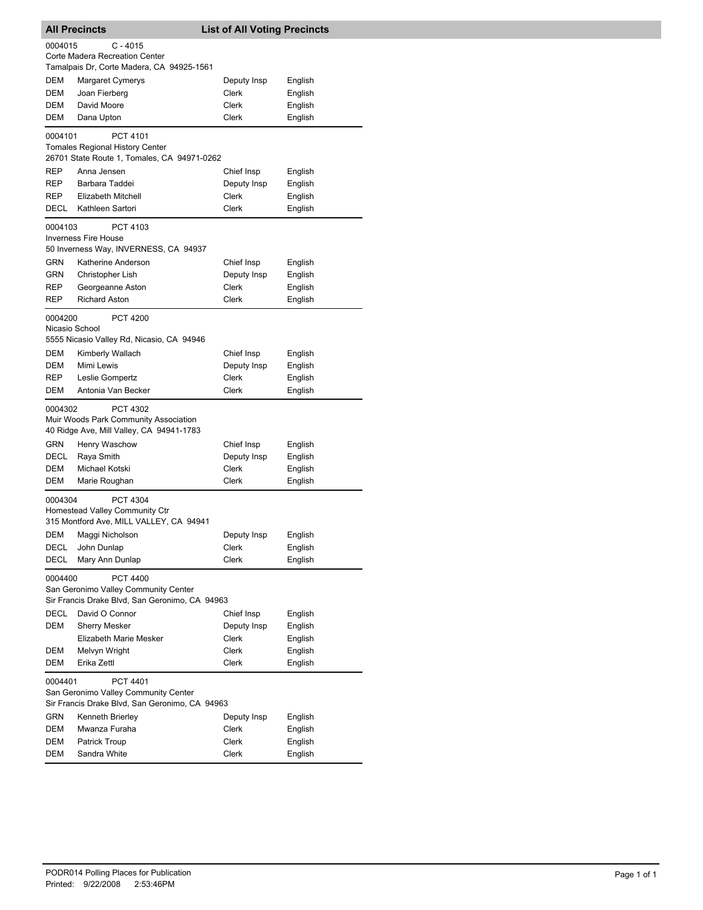## All Precincts — List of All Voting Precincts

**0004015** C - 4015
Corte Madera Recreation Center
Tamalpais Dr, Corte Madera, CA 94925-1561

| Party | Name | Position | Language |
|---|---|---|---|
| DEM | Margaret Cymerys | Deputy Insp | English |
| DEM | Joan Fierberg | Clerk | English |
| DEM | David Moore | Clerk | English |
| DEM | Dana Upton | Clerk | English |

**0004101** PCT 4101
Tomales Regional History Center
26701 State Route 1, Tomales, CA 94971-0262

| Party | Name | Position | Language |
|---|---|---|---|
| REP | Anna Jensen | Chief Insp | English |
| REP | Barbara Taddei | Deputy Insp | English |
| REP | Elizabeth Mitchell | Clerk | English |
| DECL | Kathleen Sartori | Clerk | English |

**0004103** PCT 4103
Inverness Fire House
50 Inverness Way, INVERNESS, CA 94937

| Party | Name | Position | Language |
|---|---|---|---|
| GRN | Katherine Anderson | Chief Insp | English |
| GRN | Christopher Lish | Deputy Insp | English |
| REP | Georgeanne Aston | Clerk | English |
| REP | Richard Aston | Clerk | English |

**0004200** PCT 4200
Nicasio School
5555 Nicasio Valley Rd, Nicasio, CA 94946

| Party | Name | Position | Language |
|---|---|---|---|
| DEM | Kimberly Wallach | Chief Insp | English |
| DEM | Mimi Lewis | Deputy Insp | English |
| REP | Leslie Gompertz | Clerk | English |
| DEM | Antonia Van Becker | Clerk | English |

**0004302** PCT 4302
Muir Woods Park Community Association
40 Ridge Ave, Mill Valley, CA 94941-1783

| Party | Name | Position | Language |
|---|---|---|---|
| GRN | Henry Waschow | Chief Insp | English |
| DECL | Raya Smith | Deputy Insp | English |
| DEM | Michael Kotski | Clerk | English |
| DEM | Marie Roughan | Clerk | English |

**0004304** PCT 4304
Homestead Valley Community Ctr
315 Montford Ave, MILL VALLEY, CA 94941

| Party | Name | Position | Language |
|---|---|---|---|
| DEM | Maggi Nicholson | Deputy Insp | English |
| DECL | John Dunlap | Clerk | English |
| DECL | Mary Ann Dunlap | Clerk | English |

**0004400** PCT 4400
San Geronimo Valley Community Center
Sir Francis Drake Blvd, San Geronimo, CA 94963

| Party | Name | Position | Language |
|---|---|---|---|
| DECL | David O Connor | Chief Insp | English |
| DEM | Sherry Mesker | Deputy Insp | English |
| | Elizabeth Marie Mesker | Clerk | English |
| DEM | Melvyn Wright | Clerk | English |
| DEM | Erika Zettl | Clerk | English |

**0004401** PCT 4401
San Geronimo Valley Community Center
Sir Francis Drake Blvd, San Geronimo, CA 94963

| Party | Name | Position | Language |
|---|---|---|---|
| GRN | Kenneth Brierley | Deputy Insp | English |
| DEM | Mwanza Furaha | Clerk | English |
| DEM | Patrick Troup | Clerk | English |
| DEM | Sandra White | Clerk | English |

PODR014 Polling Places for Publication
Printed: 9/22/2008 2:53:46PM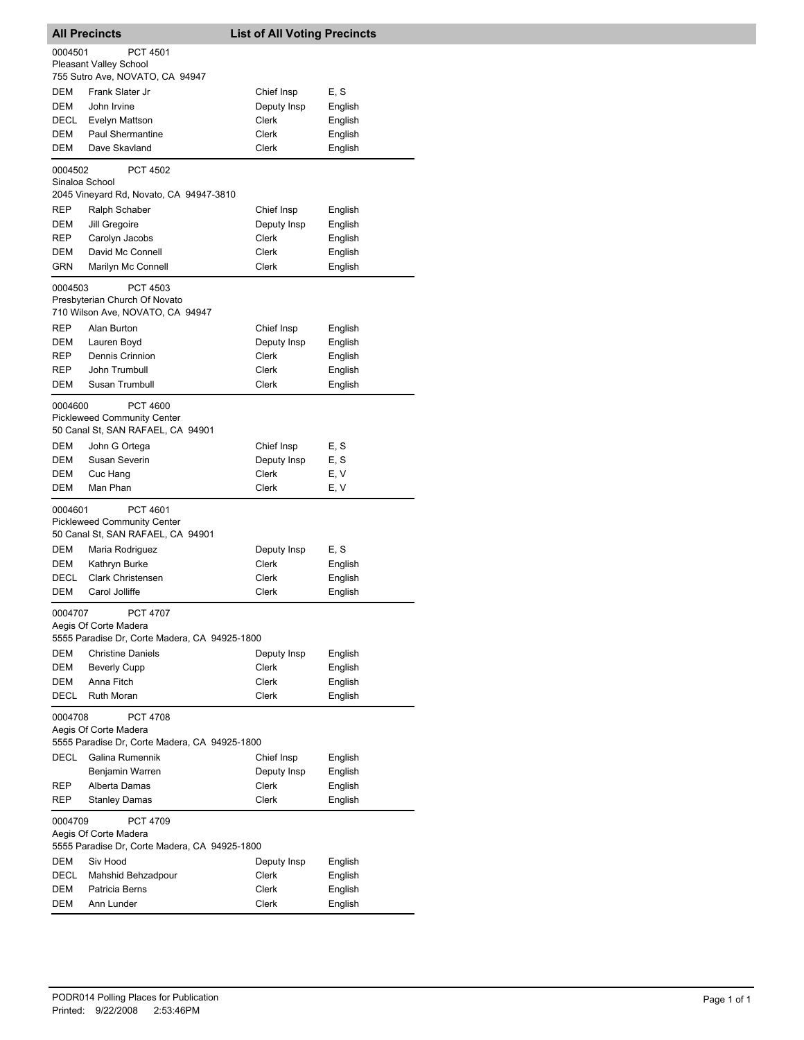## All Precincts — List of All Voting Precincts

**0004501 PCT 4501**
Pleasant Valley School
755 Sutro Ave, NOVATO, CA 94947

| | | | |
|---|---|---|---|
| DEM | Frank Slater Jr | Chief Insp | E, S |
| DEM | John Irvine | Deputy Insp | English |
| DECL | Evelyn Mattson | Clerk | English |
| DEM | Paul Shermantine | Clerk | English |
| DEM | Dave Skavland | Clerk | English |

**0004502 PCT 4502**
Sinaloa School
2045 Vineyard Rd, Novato, CA 94947-3810

| | | | |
|---|---|---|---|
| REP | Ralph Schaber | Chief Insp | English |
| DEM | Jill Gregoire | Deputy Insp | English |
| REP | Carolyn Jacobs | Clerk | English |
| DEM | David Mc Connell | Clerk | English |
| GRN | Marilyn Mc Connell | Clerk | English |

**0004503 PCT 4503**
Presbyterian Church Of Novato
710 Wilson Ave, NOVATO, CA 94947

| | | | |
|---|---|---|---|
| REP | Alan Burton | Chief Insp | English |
| DEM | Lauren Boyd | Deputy Insp | English |
| REP | Dennis Crinnion | Clerk | English |
| REP | John Trumbull | Clerk | English |
| DEM | Susan Trumbull | Clerk | English |

**0004600 PCT 4600**
Pickleweed Community Center
50 Canal St, SAN RAFAEL, CA 94901

| | | | |
|---|---|---|---|
| DEM | John G Ortega | Chief Insp | E, S |
| DEM | Susan Severin | Deputy Insp | E, S |
| DEM | Cuc Hang | Clerk | E, V |
| DEM | Man Phan | Clerk | E, V |

**0004601 PCT 4601**
Pickleweed Community Center
50 Canal St, SAN RAFAEL, CA 94901

| | | | |
|---|---|---|---|
| DEM | Maria Rodriguez | Deputy Insp | E, S |
| DEM | Kathryn Burke | Clerk | English |
| DECL | Clark Christensen | Clerk | English |
| DEM | Carol Jolliffe | Clerk | English |

**0004707 PCT 4707**
Aegis Of Corte Madera
5555 Paradise Dr, Corte Madera, CA 94925-1800

| | | | |
|---|---|---|---|
| DEM | Christine Daniels | Deputy Insp | English |
| DEM | Beverly Cupp | Clerk | English |
| DEM | Anna Fitch | Clerk | English |
| DECL | Ruth Moran | Clerk | English |

**0004708 PCT 4708**
Aegis Of Corte Madera
5555 Paradise Dr, Corte Madera, CA 94925-1800

| | | | |
|---|---|---|---|
| DECL | Galina Rumennik | Chief Insp | English |
| | Benjamin Warren | Deputy Insp | English |
| REP | Alberta Damas | Clerk | English |
| REP | Stanley Damas | Clerk | English |

**0004709 PCT 4709**
Aegis Of Corte Madera
5555 Paradise Dr, Corte Madera, CA 94925-1800

| | | | |
|---|---|---|---|
| DEM | Siv Hood | Deputy Insp | English |
| DECL | Mahshid Behzadpour | Clerk | English |
| DEM | Patricia Berns | Clerk | English |
| DEM | Ann Lunder | Clerk | English |

PODR014 Polling Places for Publication
Printed: 9/22/2008 2:53:46PM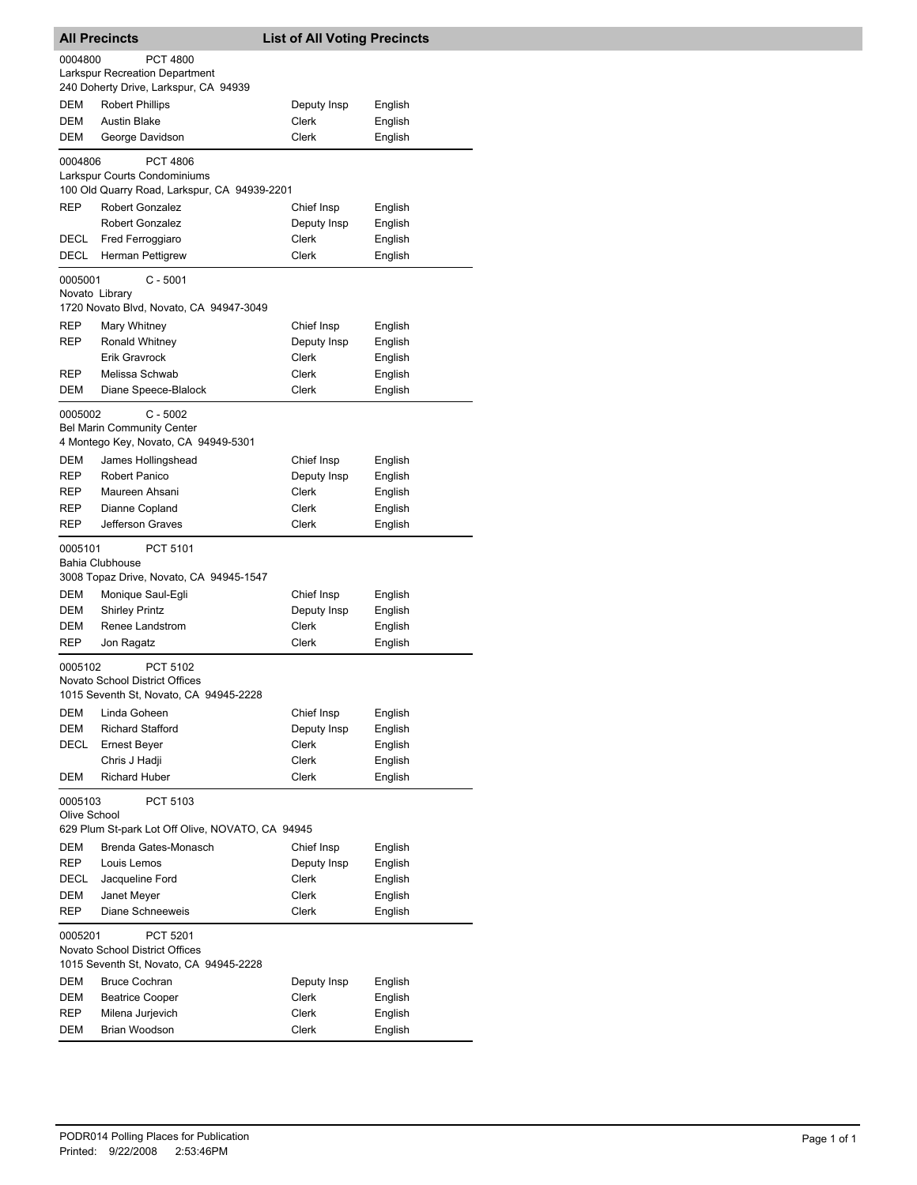## All Precincts — List of All Voting Precincts

**0004800** PCT 4800
Larkspur Recreation Department
240 Doherty Drive, Larkspur, CA 94939

| | | | |
|---|---|---|---|
| DEM | Robert Phillips | Deputy Insp | English |
| DEM | Austin Blake | Clerk | English |
| DEM | George Davidson | Clerk | English |

**0004806** PCT 4806
Larkspur Courts Condominiums
100 Old Quarry Road, Larkspur, CA 94939-2201

| | | | |
|---|---|---|---|
| REP | Robert Gonzalez | Chief Insp | English |
| | Robert Gonzalez | Deputy Insp | English |
| DECL | Fred Ferroggiaro | Clerk | English |
| DECL | Herman Pettigrew | Clerk | English |

**0005001** C - 5001
Novato Library
1720 Novato Blvd, Novato, CA 94947-3049

| | | | |
|---|---|---|---|
| REP | Mary Whitney | Chief Insp | English |
| REP | Ronald Whitney | Deputy Insp | English |
| | Erik Gravrock | Clerk | English |
| REP | Melissa Schwab | Clerk | English |
| DEM | Diane Speece-Blalock | Clerk | English |

**0005002** C - 5002
Bel Marin Community Center
4 Montego Key, Novato, CA 94949-5301

| | | | |
|---|---|---|---|
| DEM | James Hollingshead | Chief Insp | English |
| REP | Robert Panico | Deputy Insp | English |
| REP | Maureen Ahsani | Clerk | English |
| REP | Dianne Copland | Clerk | English |
| REP | Jefferson Graves | Clerk | English |

**0005101** PCT 5101
Bahia Clubhouse
3008 Topaz Drive, Novato, CA 94945-1547

| | | | |
|---|---|---|---|
| DEM | Monique Saul-Egli | Chief Insp | English |
| DEM | Shirley Printz | Deputy Insp | English |
| DEM | Renee Landstrom | Clerk | English |
| REP | Jon Ragatz | Clerk | English |

**0005102** PCT 5102
Novato School District Offices
1015 Seventh St, Novato, CA 94945-2228

| | | | |
|---|---|---|---|
| DEM | Linda Goheen | Chief Insp | English |
| DEM | Richard Stafford | Deputy Insp | English |
| DECL | Ernest Beyer | Clerk | English |
| | Chris J Hadji | Clerk | English |
| DEM | Richard Huber | Clerk | English |

**0005103** PCT 5103
Olive School
629 Plum St-park Lot Off Olive, NOVATO, CA 94945

| | | | |
|---|---|---|---|
| DEM | Brenda Gates-Monasch | Chief Insp | English |
| REP | Louis Lemos | Deputy Insp | English |
| DECL | Jacqueline Ford | Clerk | English |
| DEM | Janet Meyer | Clerk | English |
| REP | Diane Schneeweis | Clerk | English |

**0005201** PCT 5201
Novato School District Offices
1015 Seventh St, Novato, CA 94945-2228

| | | | |
|---|---|---|---|
| DEM | Bruce Cochran | Deputy Insp | English |
| DEM | Beatrice Cooper | Clerk | English |
| REP | Milena Jurjevich | Clerk | English |
| DEM | Brian Woodson | Clerk | English |

PODR014 Polling Places for Publication
Printed: 9/22/2008 2:53:46PM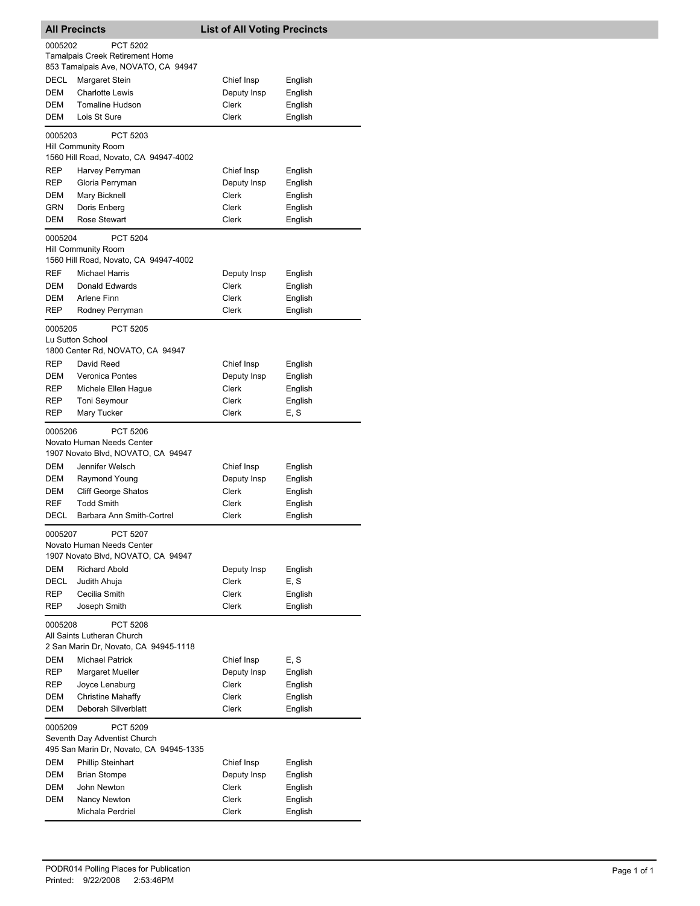## All Precincts — List of All Voting Precincts

0005202 PCT 5202
Tamalpais Creek Retirement Home
853 Tamalpais Ave, NOVATO, CA 94947

| | | | |
|---|---|---|---|
| DECL | Margaret Stein | Chief Insp | English |
| DEM | Charlotte Lewis | Deputy Insp | English |
| DEM | Tomaline Hudson | Clerk | English |
| DEM | Lois St Sure | Clerk | English |

0005203 PCT 5203
Hill Community Room
1560 Hill Road, Novato, CA 94947-4002

| | | | |
|---|---|---|---|
| REP | Harvey Perryman | Chief Insp | English |
| REP | Gloria Perryman | Deputy Insp | English |
| DEM | Mary Bicknell | Clerk | English |
| GRN | Doris Enberg | Clerk | English |
| DEM | Rose Stewart | Clerk | English |

0005204 PCT 5204
Hill Community Room
1560 Hill Road, Novato, CA 94947-4002

| | | | |
|---|---|---|---|
| REF | Michael Harris | Deputy Insp | English |
| DEM | Donald Edwards | Clerk | English |
| DEM | Arlene Finn | Clerk | English |
| REP | Rodney Perryman | Clerk | English |

0005205 PCT 5205
Lu Sutton School
1800 Center Rd, NOVATO, CA 94947

| | | | |
|---|---|---|---|
| REP | David Reed | Chief Insp | English |
| DEM | Veronica Pontes | Deputy Insp | English |
| REP | Michele Ellen Hague | Clerk | English |
| REP | Toni Seymour | Clerk | English |
| REP | Mary Tucker | Clerk | E, S |

0005206 PCT 5206
Novato Human Needs Center
1907 Novato Blvd, NOVATO, CA 94947

| | | | |
|---|---|---|---|
| DEM | Jennifer Welsch | Chief Insp | English |
| DEM | Raymond Young | Deputy Insp | English |
| DEM | Cliff George Shatos | Clerk | English |
| REF | Todd Smith | Clerk | English |
| DECL | Barbara Ann Smith-Cortrel | Clerk | English |

0005207 PCT 5207
Novato Human Needs Center
1907 Novato Blvd, NOVATO, CA 94947

| | | | |
|---|---|---|---|
| DEM | Richard Abold | Deputy Insp | English |
| DECL | Judith Ahuja | Clerk | E, S |
| REP | Cecilia Smith | Clerk | English |
| REP | Joseph Smith | Clerk | English |

0005208 PCT 5208
All Saints Lutheran Church
2 San Marin Dr, Novato, CA 94945-1118

| | | | |
|---|---|---|---|
| DEM | Michael Patrick | Chief Insp | E, S |
| REP | Margaret Mueller | Deputy Insp | English |
| REP | Joyce Lenaburg | Clerk | English |
| DEM | Christine Mahaffy | Clerk | English |
| DEM | Deborah Silverblatt | Clerk | English |

0005209 PCT 5209
Seventh Day Adventist Church
495 San Marin Dr, Novato, CA 94945-1335

| | | | |
|---|---|---|---|
| DEM | Phillip Steinhart | Chief Insp | English |
| DEM | Brian Stompe | Deputy Insp | English |
| DEM | John Newton | Clerk | English |
| DEM | Nancy Newton | Clerk | English |
| | Michala Perdriel | Clerk | English |

PODR014 Polling Places for Publication
Printed: 9/22/2008 2:53:46PM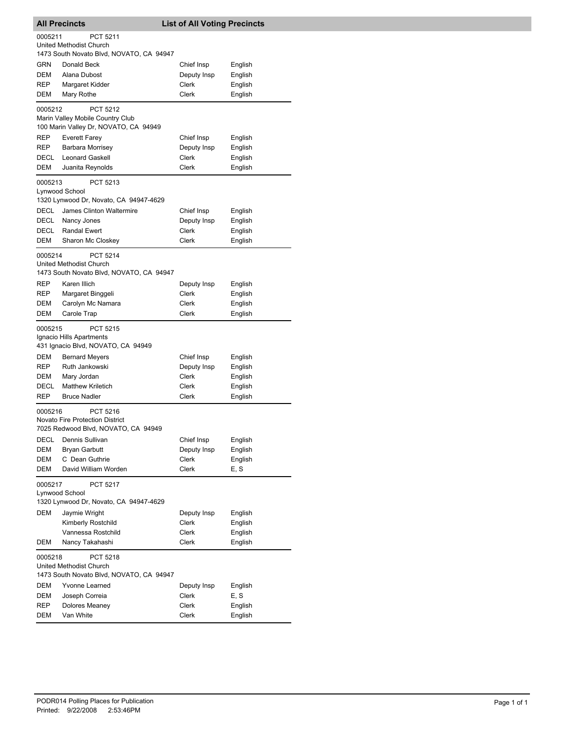## All Precincts — List of All Voting Precincts

0005211 PCT 5211
United Methodist Church
1473 South Novato Blvd, NOVATO, CA 94947

| | | | |
|---|---|---|---|
| GRN | Donald Beck | Chief Insp | English |
| DEM | Alana Dubost | Deputy Insp | English |
| REP | Margaret Kidder | Clerk | English |
| DEM | Mary Rothe | Clerk | English |

0005212 PCT 5212
Marin Valley Mobile Country Club
100 Marin Valley Dr, NOVATO, CA 94949

| | | | |
|---|---|---|---|
| REP | Everett Farey | Chief Insp | English |
| REP | Barbara Morrisey | Deputy Insp | English |
| DECL | Leonard Gaskell | Clerk | English |
| DEM | Juanita Reynolds | Clerk | English |

0005213 PCT 5213
Lynwood School
1320 Lynwood Dr, Novato, CA 94947-4629

| | | | |
|---|---|---|---|
| DECL | James Clinton Waltermire | Chief Insp | English |
| DECL | Nancy Jones | Deputy Insp | English |
| DECL | Randal Ewert | Clerk | English |
| DEM | Sharon Mc Closkey | Clerk | English |

0005214 PCT 5214
United Methodist Church
1473 South Novato Blvd, NOVATO, CA 94947

| | | | |
|---|---|---|---|
| REP | Karen Illich | Deputy Insp | English |
| REP | Margaret Binggeli | Clerk | English |
| DEM | Carolyn Mc Namara | Clerk | English |
| DEM | Carole Trap | Clerk | English |

0005215 PCT 5215
Ignacio Hills Apartments
431 Ignacio Blvd, NOVATO, CA 94949

| | | | |
|---|---|---|---|
| DEM | Bernard Meyers | Chief Insp | English |
| REP | Ruth Jankowski | Deputy Insp | English |
| DEM | Mary Jordan | Clerk | English |
| DECL | Matthew Kriletich | Clerk | English |
| REP | Bruce Nadler | Clerk | English |

0005216 PCT 5216
Novato Fire Protection District
7025 Redwood Blvd, NOVATO, CA 94949

| | | | |
|---|---|---|---|
| DECL | Dennis Sullivan | Chief Insp | English |
| DEM | Bryan Garbutt | Deputy Insp | English |
| DEM | C Dean Guthrie | Clerk | English |
| DEM | David William Worden | Clerk | E, S |

0005217 PCT 5217
Lynwood School
1320 Lynwood Dr, Novato, CA 94947-4629

| | | | |
|---|---|---|---|
| DEM | Jaymie Wright | Deputy Insp | English |
| | Kimberly Rostchild | Clerk | English |
| | Vannessa Rostchild | Clerk | English |
| DEM | Nancy Takahashi | Clerk | English |

0005218 PCT 5218
United Methodist Church
1473 South Novato Blvd, NOVATO, CA 94947

| | | | |
|---|---|---|---|
| DEM | Yvonne Learned | Deputy Insp | English |
| DEM | Joseph Correia | Clerk | E, S |
| REP | Dolores Meaney | Clerk | English |
| DEM | Van White | Clerk | English |

PODR014 Polling Places for Publication
Printed: 9/22/2008 2:53:46PM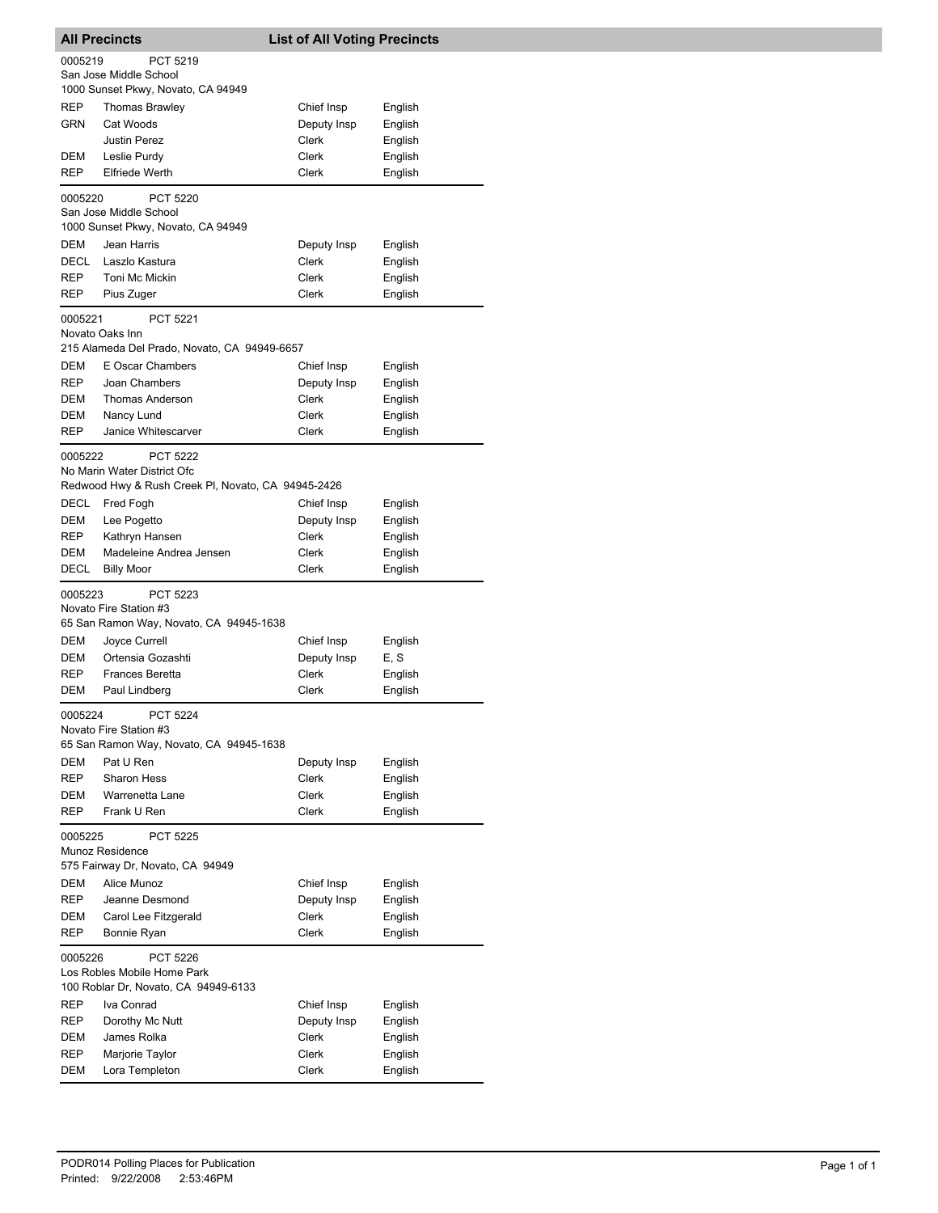## All Precincts — List of All Voting Precincts

**0005219** PCT 5219
San Jose Middle School
1000 Sunset Pkwy, Novato, CA 94949

| Party | Name | Position | Language |
|---|---|---|---|
| REP | Thomas Brawley | Chief Insp | English |
| GRN | Cat Woods | Deputy Insp | English |
| | Justin Perez | Clerk | English |
| DEM | Leslie Purdy | Clerk | English |
| REP | Elfriede Werth | Clerk | English |

**0005220** PCT 5220
San Jose Middle School
1000 Sunset Pkwy, Novato, CA 94949

| Party | Name | Position | Language |
|---|---|---|---|
| DEM | Jean Harris | Deputy Insp | English |
| DECL | Laszlo Kastura | Clerk | English |
| REP | Toni Mc Mickin | Clerk | English |
| REP | Pius Zuger | Clerk | English |

**0005221** PCT 5221
Novato Oaks Inn
215 Alameda Del Prado, Novato, CA 94949-6657

| Party | Name | Position | Language |
|---|---|---|---|
| DEM | E Oscar Chambers | Chief Insp | English |
| REP | Joan Chambers | Deputy Insp | English |
| DEM | Thomas Anderson | Clerk | English |
| DEM | Nancy Lund | Clerk | English |
| REP | Janice Whitescarver | Clerk | English |

**0005222** PCT 5222
No Marin Water District Ofc
Redwood Hwy & Rush Creek Pl, Novato, CA 94945-2426

| Party | Name | Position | Language |
|---|---|---|---|
| DECL | Fred Fogh | Chief Insp | English |
| DEM | Lee Pogetto | Deputy Insp | English |
| REP | Kathryn Hansen | Clerk | English |
| DEM | Madeleine Andrea Jensen | Clerk | English |
| DECL | Billy Moor | Clerk | English |

**0005223** PCT 5223
Novato Fire Station #3
65 San Ramon Way, Novato, CA 94945-1638

| Party | Name | Position | Language |
|---|---|---|---|
| DEM | Joyce Currell | Chief Insp | English |
| DEM | Ortensia Gozashti | Deputy Insp | E, S |
| REP | Frances Beretta | Clerk | English |
| DEM | Paul Lindberg | Clerk | English |

**0005224** PCT 5224
Novato Fire Station #3
65 San Ramon Way, Novato, CA 94945-1638

| Party | Name | Position | Language |
|---|---|---|---|
| DEM | Pat U Ren | Deputy Insp | English |
| REP | Sharon Hess | Clerk | English |
| DEM | Warrenetta Lane | Clerk | English |
| REP | Frank U Ren | Clerk | English |

**0005225** PCT 5225
Munoz Residence
575 Fairway Dr, Novato, CA 94949

| Party | Name | Position | Language |
|---|---|---|---|
| DEM | Alice Munoz | Chief Insp | English |
| REP | Jeanne Desmond | Deputy Insp | English |
| DEM | Carol Lee Fitzgerald | Clerk | English |
| REP | Bonnie Ryan | Clerk | English |

**0005226** PCT 5226
Los Robles Mobile Home Park
100 Roblar Dr, Novato, CA 94949-6133

| Party | Name | Position | Language |
|---|---|---|---|
| REP | Iva Conrad | Chief Insp | English |
| REP | Dorothy Mc Nutt | Deputy Insp | English |
| DEM | James Rolka | Clerk | English |
| REP | Marjorie Taylor | Clerk | English |
| DEM | Lora Templeton | Clerk | English |

PODR014 Polling Places for Publication
Printed: 9/22/2008 2:53:46PM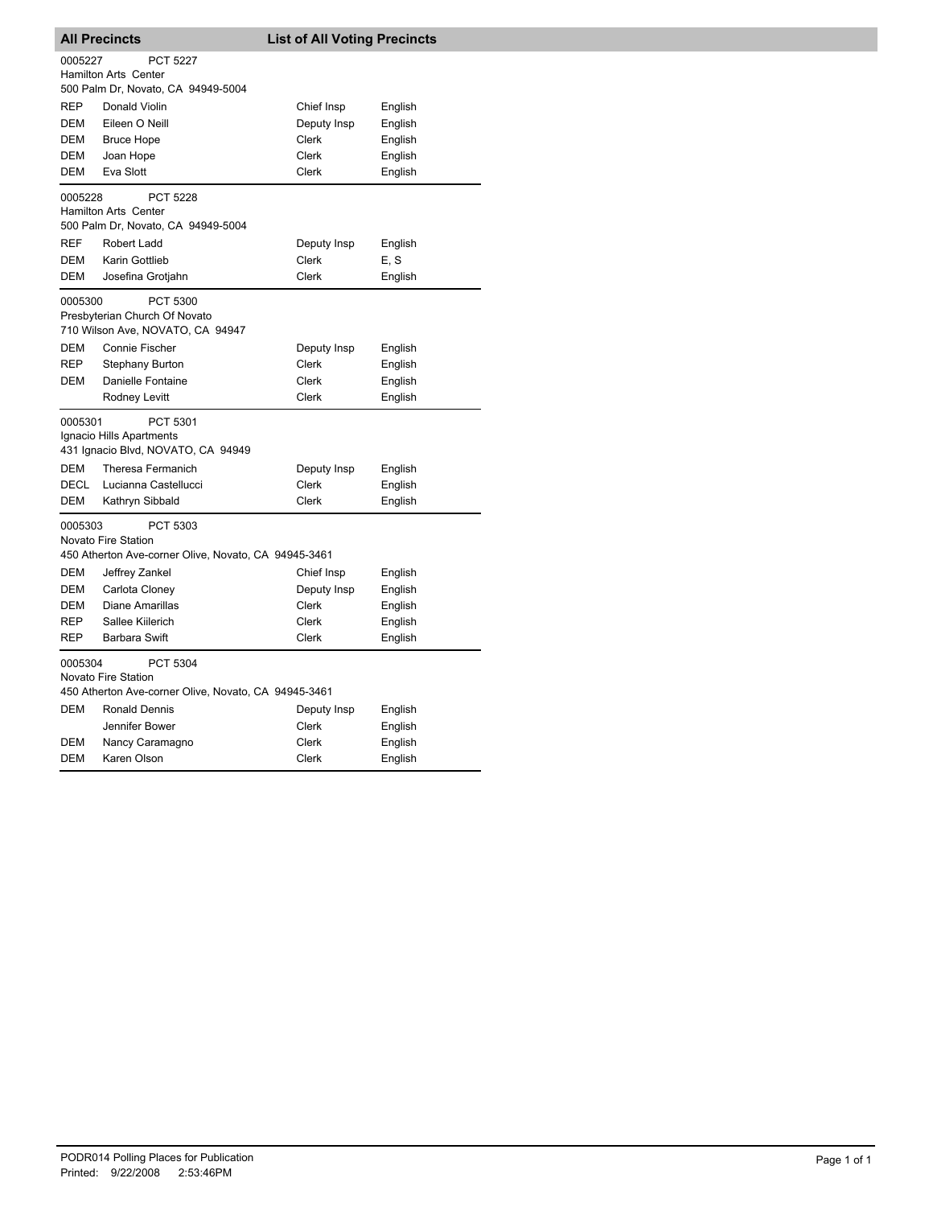## All Precincts — List of All Voting Precincts

**0005227 — PCT 5227**
Hamilton Arts Center
500 Palm Dr, Novato, CA 94949-5004

| Party | Name | Position | Language |
|---|---|---|---|
| REP | Donald Violin | Chief Insp | English |
| DEM | Eileen O Neill | Deputy Insp | English |
| DEM | Bruce Hope | Clerk | English |
| DEM | Joan Hope | Clerk | English |
| DEM | Eva Slott | Clerk | English |

**0005228 — PCT 5228**
Hamilton Arts Center
500 Palm Dr, Novato, CA 94949-5004

| Party | Name | Position | Language |
|---|---|---|---|
| REF | Robert Ladd | Deputy Insp | English |
| DEM | Karin Gottlieb | Clerk | E, S |
| DEM | Josefina Grotjahn | Clerk | English |

**0005300 — PCT 5300**
Presbyterian Church Of Novato
710 Wilson Ave, NOVATO, CA 94947

| Party | Name | Position | Language |
|---|---|---|---|
| DEM | Connie Fischer | Deputy Insp | English |
| REP | Stephany Burton | Clerk | English |
| DEM | Danielle Fontaine | Clerk | English |
| | Rodney Levitt | Clerk | English |

**0005301 — PCT 5301**
Ignacio Hills Apartments
431 Ignacio Blvd, NOVATO, CA 94949

| Party | Name | Position | Language |
|---|---|---|---|
| DEM | Theresa Fermanich | Deputy Insp | English |
| DECL | Lucianna Castellucci | Clerk | English |
| DEM | Kathryn Sibbald | Clerk | English |

**0005303 — PCT 5303**
Novato Fire Station
450 Atherton Ave-corner Olive, Novato, CA 94945-3461

| Party | Name | Position | Language |
|---|---|---|---|
| DEM | Jeffrey Zankel | Chief Insp | English |
| DEM | Carlota Cloney | Deputy Insp | English |
| DEM | Diane Amarillas | Clerk | English |
| REP | Sallee Kiilerich | Clerk | English |
| REP | Barbara Swift | Clerk | English |

**0005304 — PCT 5304**
Novato Fire Station
450 Atherton Ave-corner Olive, Novato, CA 94945-3461

| Party | Name | Position | Language |
|---|---|---|---|
| DEM | Ronald Dennis | Deputy Insp | English |
| | Jennifer Bower | Clerk | English |
| DEM | Nancy Caramagno | Clerk | English |
| DEM | Karen Olson | Clerk | English |

PODR014 Polling Places for Publication
Printed: 9/22/2008 2:53:46PM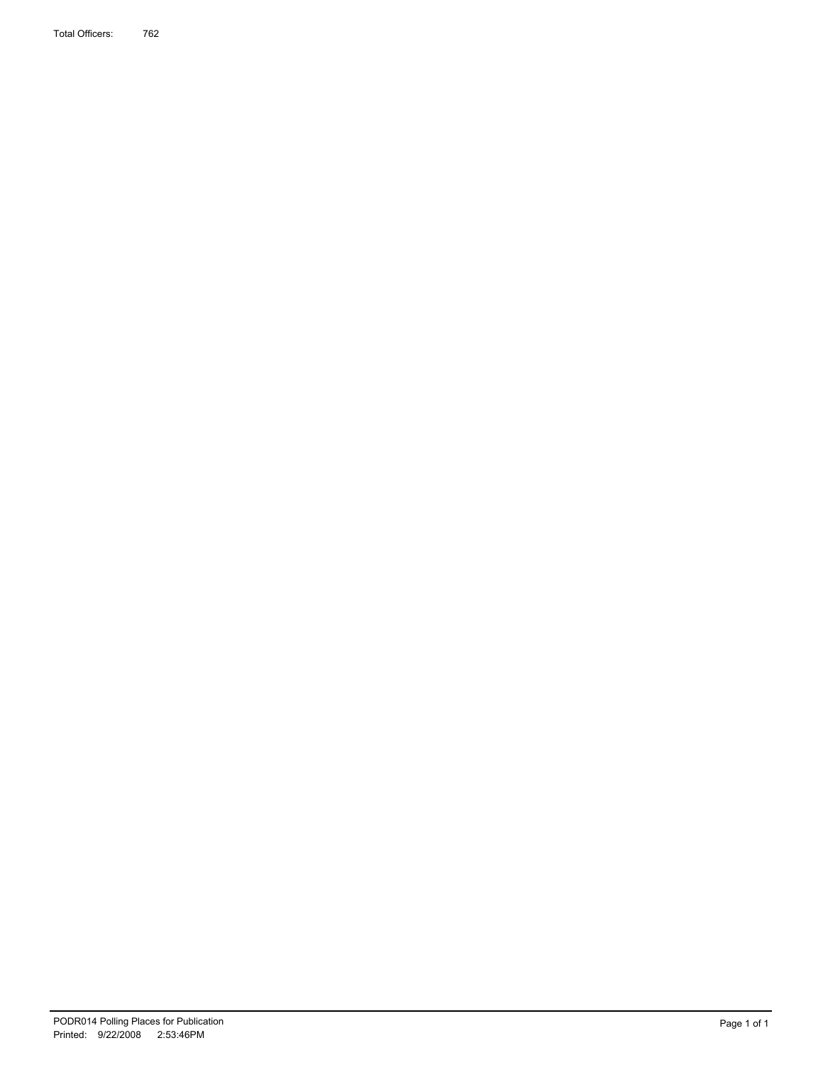Total Officers: 762